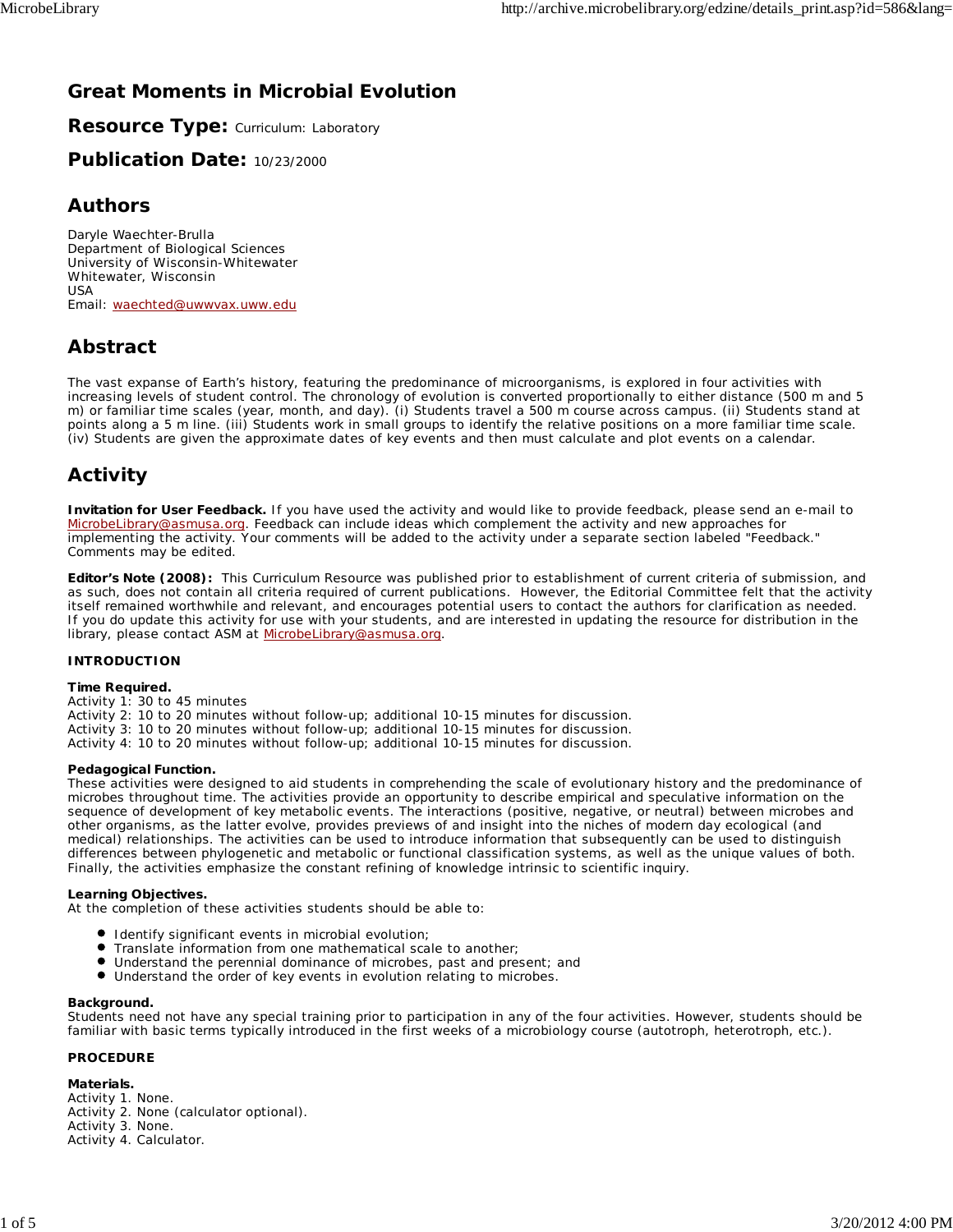# Great Moments in Microbial Evolution

## Resource Type: Curriculum: Laboratory

## Publication Date: 10/23/2000

## Authors

Daryle Waechter-Brulla
Department of Biological Sciences
University of Wisconsin-Whitewater
Whitewater, Wisconsin
USA
Email: waechted@uwwvax.uww.edu

## Abstract

The vast expanse of Earth's history, featuring the predominance of microorganisms, is explored in four activities with increasing levels of student control. The chronology of evolution is converted proportionally to either distance (500 m and 5 m) or familiar time scales (year, month, and day). (i) Students travel a 500 m course across campus. (ii) Students stand at points along a 5 m line. (iii) Students work in small groups to identify the relative positions on a more familiar time scale. (iv) Students are given the approximate dates of key events and then must calculate and plot events on a calendar.

## Activity

**Invitation for User Feedback.** If you have used the activity and would like to provide feedback, please send an e-mail to MicrobeLibrary@asmusa.org. Feedback can include ideas which complement the activity and new approaches for implementing the activity. Your comments will be added to the activity under a separate section labeled "Feedback." Comments may be edited.

**Editor's Note (2008):** This Curriculum Resource was published prior to establishment of current criteria of submission, and as such, does not contain all criteria required of current publications. However, the Editorial Committee felt that the activity itself remained worthwhile and relevant, and encourages potential users to contact the authors for clarification as needed. If you do update this activity for use with your students, and are interested in updating the resource for distribution in the library, please contact ASM at MicrobeLibrary@asmusa.org.

**INTRODUCTION**

**Time Required.**
Activity 1: 30 to 45 minutes
Activity 2: 10 to 20 minutes without follow-up; additional 10-15 minutes for discussion.
Activity 3: 10 to 20 minutes without follow-up; additional 10-15 minutes for discussion.
Activity 4: 10 to 20 minutes without follow-up; additional 10-15 minutes for discussion.

**Pedagogical Function.**
These activities were designed to aid students in comprehending the scale of evolutionary history and the predominance of microbes throughout time. The activities provide an opportunity to describe empirical and speculative information on the sequence of development of key metabolic events. The interactions (positive, negative, or neutral) between microbes and other organisms, as the latter evolve, provides previews of and insight into the niches of modern day ecological (and medical) relationships. The activities can be used to introduce information that subsequently can be used to distinguish differences between phylogenetic and metabolic or functional classification systems, as well as the unique values of both. Finally, the activities emphasize the constant refining of knowledge intrinsic to scientific inquiry.

**Learning Objectives.**
At the completion of these activities students should be able to:

- Identify significant events in microbial evolution;
- Translate information from one mathematical scale to another;
- Understand the perennial dominance of microbes, past and present; and
- Understand the order of key events in evolution relating to microbes.

**Background.**
Students need not have any special training prior to participation in any of the four activities. However, students should be familiar with basic terms typically introduced in the first weeks of a microbiology course (autotroph, heterotroph, etc.).

**PROCEDURE**

**Materials.**
Activity 1. None.
Activity 2. None (calculator optional).
Activity 3. None.
Activity 4. Calculator.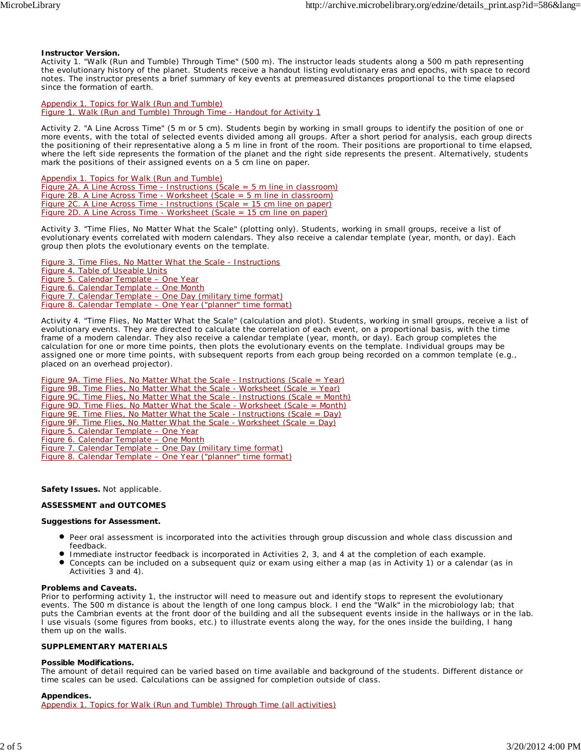**Instructor Version.**
Activity 1. "Walk (Run and Tumble) Through Time" (500 m). The instructor leads students along a 500 m path representing the evolutionary history of the planet. Students receive a handout listing evolutionary eras and epochs, with space to record notes. The instructor presents a brief summary of key events at premeasured distances proportional to the time elapsed since the formation of earth.

Appendix 1. Topics for Walk (Run and Tumble)
Figure 1. Walk (Run and Tumble) Through Time - Handout for Activity 1

Activity 2. "A Line Across Time" (5 m or 5 cm). Students begin by working in small groups to identify the position of one or more events, with the total of selected events divided among all groups. After a short period for analysis, each group directs the positioning of their representative along a 5 m line in front of the room. Their positions are proportional to time elapsed, where the left side represents the formation of the planet and the right side represents the present. Alternatively, students mark the positions of their assigned events on a 5 cm line on paper.

Appendix 1. Topics for Walk (Run and Tumble)
Figure 2A. A Line Across Time - Instructions (Scale = 5 m line in classroom)
Figure 2B. A Line Across Time - Worksheet (Scale = 5 m line in classroom)
Figure 2C. A Line Across Time - Instructions (Scale = 15 cm line on paper)
Figure 2D. A Line Across Time - Worksheet (Scale = 15 cm line on paper)

Activity 3. "Time Flies, No Matter What the Scale" (plotting only). Students, working in small groups, receive a list of evolutionary events correlated with modern calendars. They also receive a calendar template (year, month, or day). Each group then plots the evolutionary events on the template.

Figure 3. Time Flies, No Matter What the Scale - Instructions
Figure 4. Table of Useable Units
Figure 5. Calendar Template – One Year
Figure 6. Calendar Template – One Month
Figure 7. Calendar Template – One Day (military time format)
Figure 8. Calendar Template – One Year ("planner" time format)

Activity 4. "Time Flies, No Matter What the Scale" (calculation and plot). Students, working in small groups, receive a list of evolutionary events. They are directed to calculate the correlation of each event, on a proportional basis, with the time frame of a modern calendar. They also receive a calendar template (year, month, or day). Each group completes the calculation for one or more time points, then plots the evolutionary events on the template. Individual groups may be assigned one or more time points, with subsequent reports from each group being recorded on a common template (e.g., placed on an overhead projector).

Figure 9A. Time Flies, No Matter What the Scale - Instructions (Scale = Year)
Figure 9B. Time Flies, No Matter What the Scale - Worksheet (Scale = Year)
Figure 9C. Time Flies, No Matter What the Scale - Instructions (Scale = Month)
Figure 9D. Time Flies, No Matter What the Scale - Worksheet (Scale = Month)
Figure 9E. Time Flies, No Matter What the Scale - Instructions (Scale = Day)
Figure 9F. Time Flies, No Matter What the Scale - Worksheet (Scale = Day)
Figure 5. Calendar Template – One Year
Figure 6. Calendar Template – One Month
Figure 7. Calendar Template – One Day (military time format)
Figure 8. Calendar Template – One Year ("planner" time format)

**Safety Issues.** Not applicable.

**ASSESSMENT and OUTCOMES**

**Suggestions for Assessment.**

- Peer oral assessment is incorporated into the activities through group discussion and whole class discussion and feedback.
- Immediate instructor feedback is incorporated in Activities 2, 3, and 4 at the completion of each example.
- Concepts can be included on a subsequent quiz or exam using either a map (as in Activity 1) or a calendar (as in Activities 3 and 4).

**Problems and Caveats.**
Prior to performing activity 1, the instructor will need to measure out and identify stops to represent the evolutionary events. The 500 m distance is about the length of one long campus block. I end the "Walk" in the microbiology lab; that puts the Cambrian events at the front door of the building and all the subsequent events inside in the hallways or in the lab. I use visuals (some figures from books, etc.) to illustrate events along the way, for the ones inside the building, I hang them up on the walls.

**SUPPLEMENTARY MATERIALS**

**Possible Modifications.**
The amount of detail required can be varied based on time available and background of the students. Different distance or time scales can be used. Calculations can be assigned for completion outside of class.

**Appendices.**
Appendix 1. Topics for Walk (Run and Tumble) Through Time (all activities)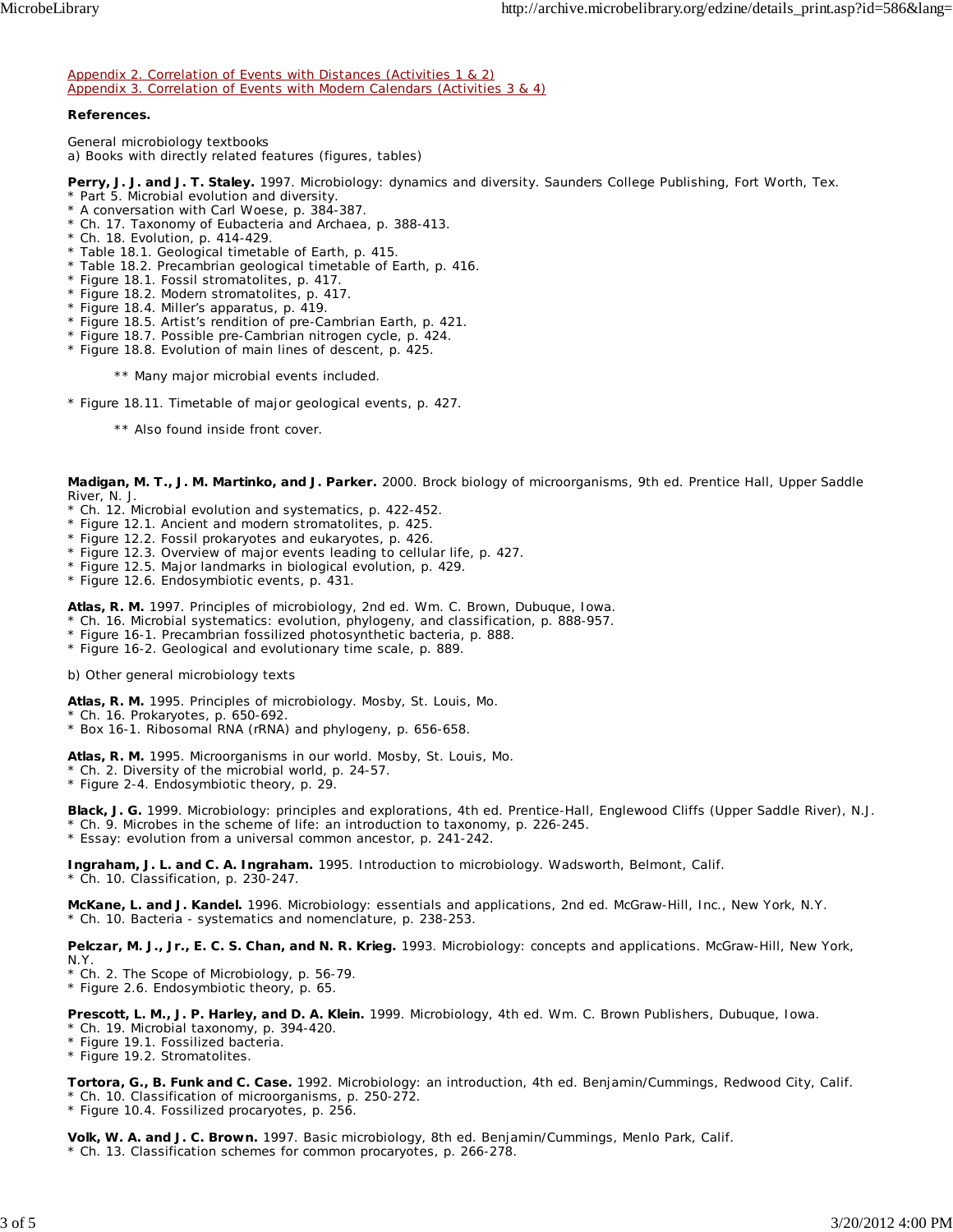[Appendix 2. Correlation of Events with Distances (Activities 1 & 2)](#)
[Appendix 3. Correlation of Events with Modern Calendars (Activities 3 & 4)](#)

**References.**

General microbiology textbooks
a) Books with directly related features (figures, tables)

**Perry, J. J. and J. T. Staley.** 1997. Microbiology: dynamics and diversity. Saunders College Publishing, Fort Worth, Tex.
* Part 5. Microbial evolution and diversity.
* A conversation with Carl Woese, p. 384-387.
* Ch. 17. Taxonomy of Eubacteria and Archaea, p. 388-413.
* Ch. 18. Evolution, p. 414-429.
* Table 18.1. Geological timetable of Earth, p. 415.
* Table 18.2. Precambrian geological timetable of Earth, p. 416.
* Figure 18.1. Fossil stromatolites, p. 417.
* Figure 18.2. Modern stromatolites, p. 417.
* Figure 18.4. Miller's apparatus, p. 419.
* Figure 18.5. Artist's rendition of pre-Cambrian Earth, p. 421.
* Figure 18.7. Possible pre-Cambrian nitrogen cycle, p. 424.
* Figure 18.8. Evolution of main lines of descent, p. 425.

    ** Many major microbial events included.

* Figure 18.11. Timetable of major geological events, p. 427.

    ** Also found inside front cover.

**Madigan, M. T., J. M. Martinko, and J. Parker.** 2000. Brock biology of microorganisms, 9th ed. Prentice Hall, Upper Saddle River, N. J.
* Ch. 12. Microbial evolution and systematics, p. 422-452.
* Figure 12.1. Ancient and modern stromatolites, p. 425.
* Figure 12.2. Fossil prokaryotes and eukaryotes, p. 426.
* Figure 12.3. Overview of major events leading to cellular life, p. 427.
* Figure 12.5. Major landmarks in biological evolution, p. 429.
* Figure 12.6. Endosymbiotic events, p. 431.

**Atlas, R. M.** 1997. Principles of microbiology, 2nd ed. Wm. C. Brown, Dubuque, Iowa.
* Ch. 16. Microbial systematics: evolution, phylogeny, and classification, p. 888-957.
* Figure 16-1. Precambrian fossilized photosynthetic bacteria, p. 888.
* Figure 16-2. Geological and evolutionary time scale, p. 889.

b) Other general microbiology texts

**Atlas, R. M.** 1995. Principles of microbiology. Mosby, St. Louis, Mo.
* Ch. 16. Prokaryotes, p. 650-692.
* Box 16-1. Ribosomal RNA (rRNA) and phylogeny, p. 656-658.

**Atlas, R. M.** 1995. Microorganisms in our world. Mosby, St. Louis, Mo.
* Ch. 2. Diversity of the microbial world, p. 24-57.
* Figure 2-4. Endosymbiotic theory, p. 29.

**Black, J. G.** 1999. Microbiology: principles and explorations, 4th ed. Prentice-Hall, Englewood Cliffs (Upper Saddle River), N.J.
* Ch. 9. Microbes in the scheme of life: an introduction to taxonomy, p. 226-245.
* Essay: evolution from a universal common ancestor, p. 241-242.

**Ingraham, J. L. and C. A. Ingraham.** 1995. Introduction to microbiology. Wadsworth, Belmont, Calif.
* Ch. 10. Classification, p. 230-247.

**McKane, L. and J. Kandel.** 1996. Microbiology: essentials and applications, 2nd ed. McGraw-Hill, Inc., New York, N.Y.
* Ch. 10. Bacteria - systematics and nomenclature, p. 238-253.

**Pelczar, M. J., Jr., E. C. S. Chan, and N. R. Krieg.** 1993. Microbiology: concepts and applications. McGraw-Hill, New York, N.Y.
* Ch. 2. The Scope of Microbiology, p. 56-79.
* Figure 2.6. Endosymbiotic theory, p. 65.

**Prescott, L. M., J. P. Harley, and D. A. Klein.** 1999. Microbiology, 4th ed. Wm. C. Brown Publishers, Dubuque, Iowa.
* Ch. 19. Microbial taxonomy, p. 394-420.
* Figure 19.1. Fossilized bacteria.
* Figure 19.2. Stromatolites.

**Tortora, G., B. Funk and C. Case.** 1992. Microbiology: an introduction, 4th ed. Benjamin/Cummings, Redwood City, Calif.
* Ch. 10. Classification of microorganisms, p. 250-272.
* Figure 10.4. Fossilized procaryotes, p. 256.

**Volk, W. A. and J. C. Brown.** 1997. Basic microbiology, 8th ed. Benjamin/Cummings, Menlo Park, Calif.
* Ch. 13. Classification schemes for common procaryotes, p. 266-278.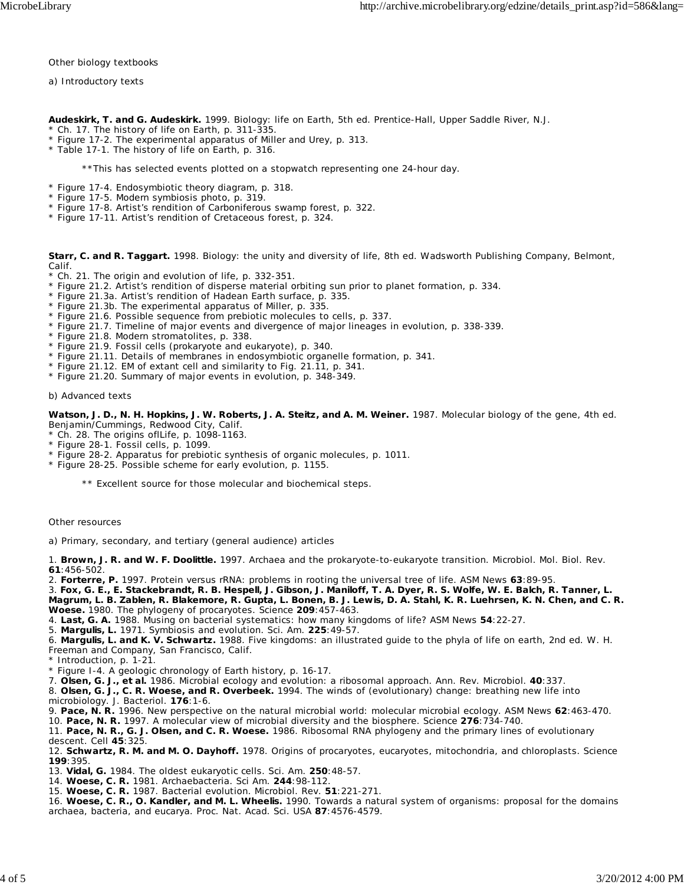Other biology textbooks

a) Introductory texts

**Audeskirk, T. and G. Audeskirk.** 1999. Biology: life on Earth, 5th ed. Prentice-Hall, Upper Saddle River, N.J.
* Ch. 17. The history of life on Earth, p. 311-335.
* Figure 17-2. The experimental apparatus of Miller and Urey, p. 313.
* Table 17-1. The history of life on Earth, p. 316.

  **This has selected events plotted on a stopwatch representing one 24-hour day.

* Figure 17-4. Endosymbiotic theory diagram, p. 318.
* Figure 17-5. Modern symbiosis photo, p. 319.
* Figure 17-8. Artist's rendition of Carboniferous swamp forest, p. 322.
* Figure 17-11. Artist's rendition of Cretaceous forest, p. 324.

**Starr, C. and R. Taggart.** 1998. Biology: the unity and diversity of life, 8th ed. Wadsworth Publishing Company, Belmont, Calif.
* Ch. 21. The origin and evolution of life, p. 332-351.
* Figure 21.2. Artist's rendition of disperse material orbiting sun prior to planet formation, p. 334.
* Figure 21.3a. Artist's rendition of Hadean Earth surface, p. 335.
* Figure 21.3b. The experimental apparatus of Miller, p. 335.
* Figure 21.6. Possible sequence from prebiotic molecules to cells, p. 337.
* Figure 21.7. Timeline of major events and divergence of major lineages in evolution, p. 338-339.
* Figure 21.8. Modern stromatolites, p. 338.
* Figure 21.9. Fossil cells (prokaryote and eukaryote), p. 340.
* Figure 21.11. Details of membranes in endosymbiotic organelle formation, p. 341.
* Figure 21.12. EM of extant cell and similarity to Fig. 21.11, p. 341.
* Figure 21.20. Summary of major events in evolution, p. 348-349.

b) Advanced texts

**Watson, J. D., N. H. Hopkins, J. W. Roberts, J. A. Steitz, and A. M. Weiner.** 1987. Molecular biology of the gene, 4th ed. Benjamin/Cummings, Redwood City, Calif.
* Ch. 28. The origins oflLife, p. 1098-1163.
* Figure 28-1. Fossil cells, p. 1099.
* Figure 28-2. Apparatus for prebiotic synthesis of organic molecules, p. 1011.
* Figure 28-25. Possible scheme for early evolution, p. 1155.

  ** Excellent source for those molecular and biochemical steps.

Other resources

a) Primary, secondary, and tertiary (general audience) articles

1. **Brown, J. R. and W. F. Doolittle.** 1997. Archaea and the prokaryote-to-eukaryote transition. Microbiol. Mol. Biol. Rev. **61**:456-502.
2. **Forterre, P.** 1997. Protein versus rRNA: problems in rooting the universal tree of life. ASM News **63**:89-95.
3. **Fox, G. E., E. Stackebrandt, R. B. Hespell, J. Gibson, J. Maniloff, T. A. Dyer, R. S. Wolfe, W. E. Balch, R. Tanner, L. Magrum, L. B. Zablen, R. Blakemore, R. Gupta, L. Bonen, B. J. Lewis, D. A. Stahl, K. R. Luehrsen, K. N. Chen, and C. R. Woese.** 1980. The phylogeny of procaryotes. Science **209**:457-463.
4. **Last, G. A.** 1988. Musing on bacterial systematics: how many kingdoms of life? ASM News **54**:22-27.
5. **Margulis, L.** 1971. Symbiosis and evolution. Sci. Am. **225**:49-57.
6. **Margulis, L. and K. V. Schwartz.** 1988. Five kingdoms: an illustrated guide to the phyla of life on earth, 2nd ed. W. H. Freeman and Company, San Francisco, Calif.
   * Introduction, p. 1-21.
   * Figure I-4. A geologic chronology of Earth history, p. 16-17.
7. **Olsen, G. J., et al.** 1986. Microbial ecology and evolution: a ribosomal approach. Ann. Rev. Microbiol. **40**:337.
8. **Olsen, G. J., C. R. Woese, and R. Overbeek.** 1994. The winds of (evolutionary) change: breathing new life into microbiology. J. Bacteriol. **176**:1-6.
9. **Pace, N. R.** 1996. New perspective on the natural microbial world: molecular microbial ecology. ASM News **62**:463-470.
10. **Pace, N. R.** 1997. A molecular view of microbial diversity and the biosphere. Science **276**:734-740.
11. **Pace, N. R., G. J. Olsen, and C. R. Woese.** 1986. Ribosomal RNA phylogeny and the primary lines of evolutionary descent. Cell **45**:325.
12. **Schwartz, R. M. and M. O. Dayhoff.** 1978. Origins of procaryotes, eucaryotes, mitochondria, and chloroplasts. Science **199**:395.
13. **Vidal, G.** 1984. The oldest eukaryotic cells. Sci. Am. **250**:48-57.
14. **Woese, C. R.** 1981. Archaebacteria. Sci Am. **244**:98-112.
15. **Woese, C. R.** 1987. Bacterial evolution. Microbiol. Rev. **51**:221-271.
16. **Woese, C. R., O. Kandler, and M. L. Wheelis.** 1990. Towards a natural system of organisms: proposal for the domains archaea, bacteria, and eucarya. Proc. Nat. Acad. Sci. USA **87**:4576-4579.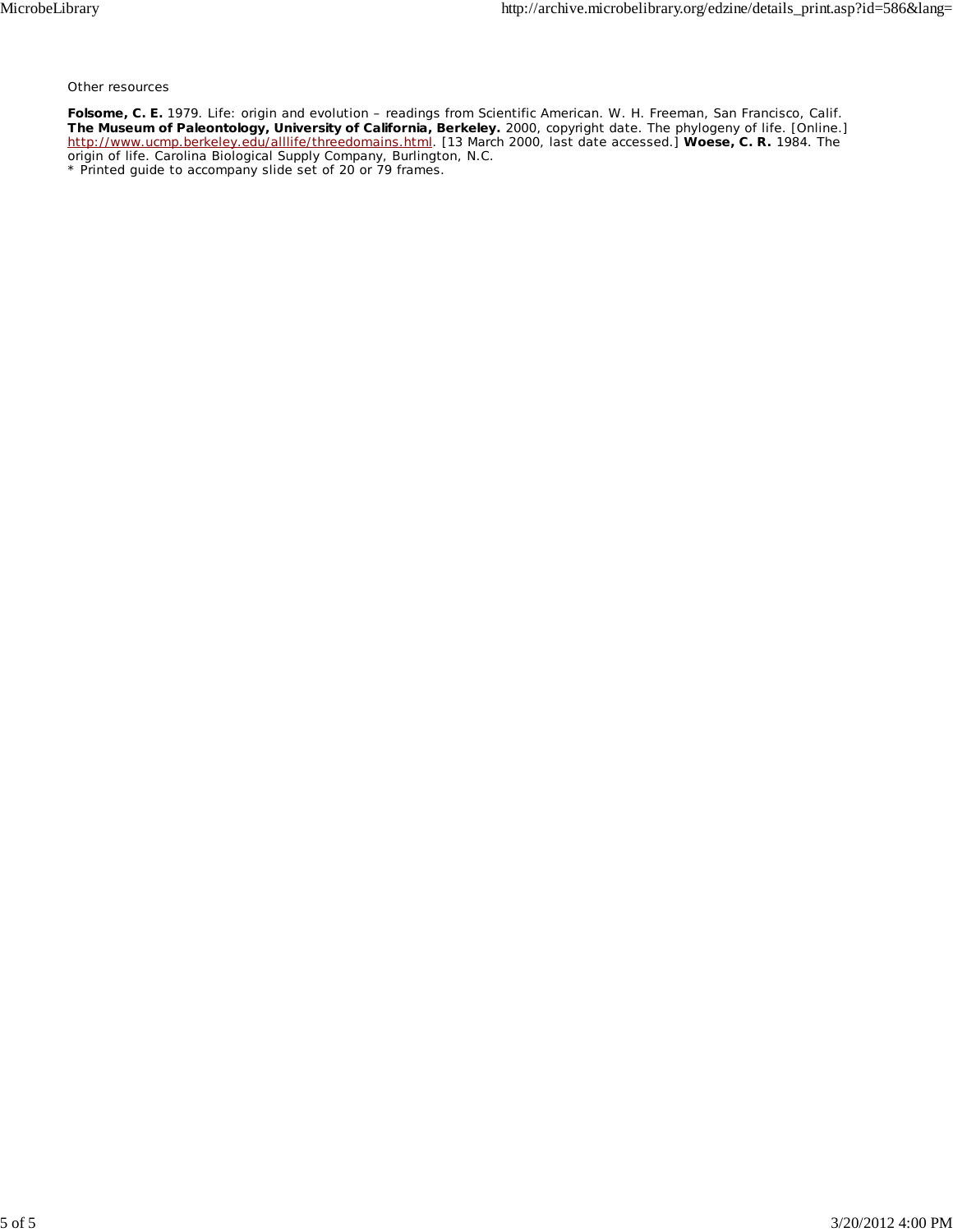Other resources

**Folsome, C. E.** 1979. Life: origin and evolution – readings from Scientific American. W. H. Freeman, San Francisco, Calif. **The Museum of Paleontology, University of California, Berkeley.** 2000, copyright date. The phylogeny of life. [Online.] http://www.ucmp.berkeley.edu/alllife/threedomains.html. [13 March 2000, last date accessed.] **Woese, C. R.** 1984. The origin of life. Carolina Biological Supply Company, Burlington, N.C.
* Printed guide to accompany slide set of 20 or 79 frames.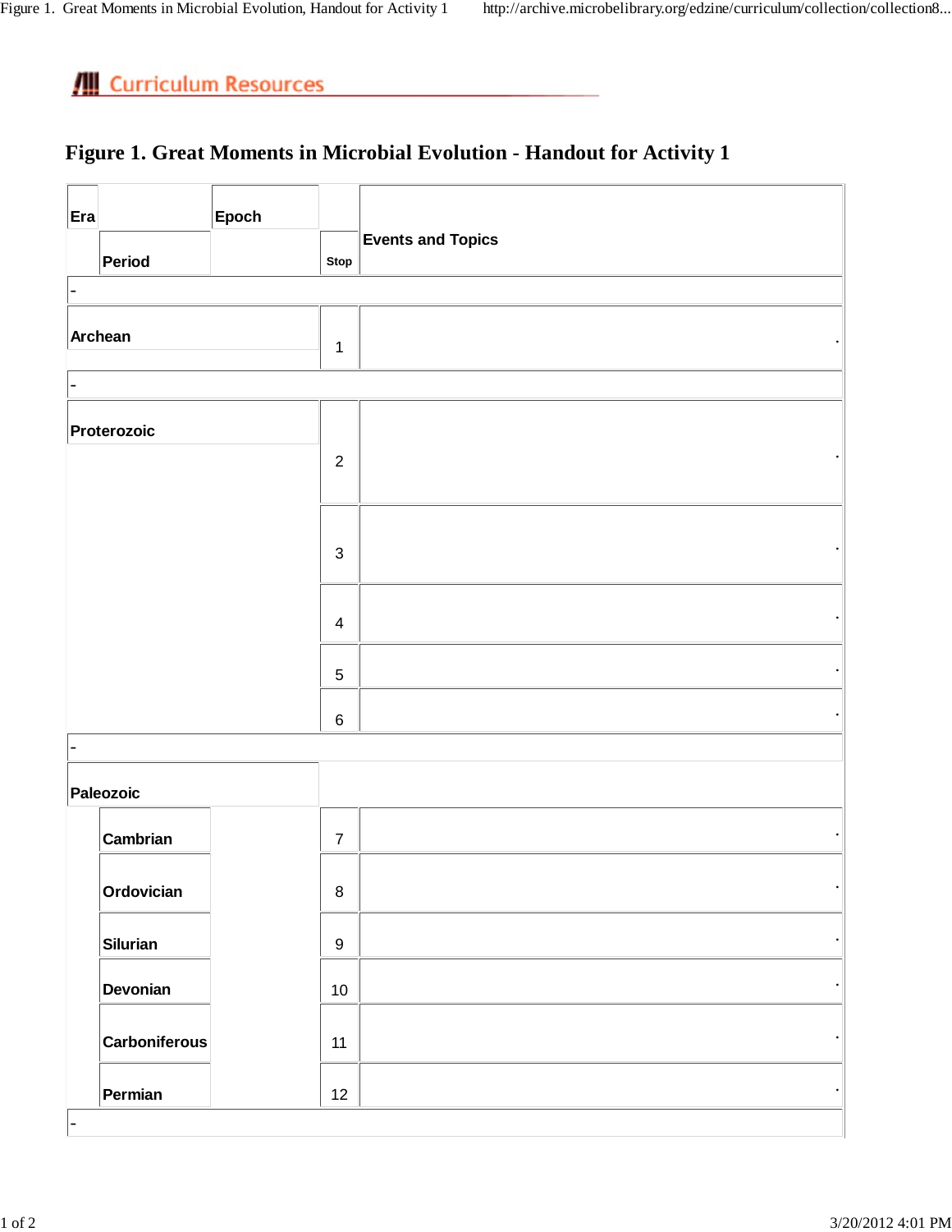# Figure 1. Great Moments in Microbial Evolution - Handout for Activity 1

| Era | Period | Epoch | Stop | Events and Topics |
|---|---|---|---|---|
| - | | | | |
| Archean | | | 1 | . |
| - | | | | |
| Proterozoic | | | 2 | . |
| | | | 3 | . |
| | | | 4 | . |
| | | | 5 | . |
| | | | 6 | . |
| - | | | | |
| Paleozoic | | | | |
| | Cambrian | | 7 | . |
| | Ordovician | | 8 | . |
| | Silurian | | 9 | . |
| | Devonian | | 10 | . |
| | Carboniferous | | 11 | . |
| | Permian | | 12 | . |
| - | | | | |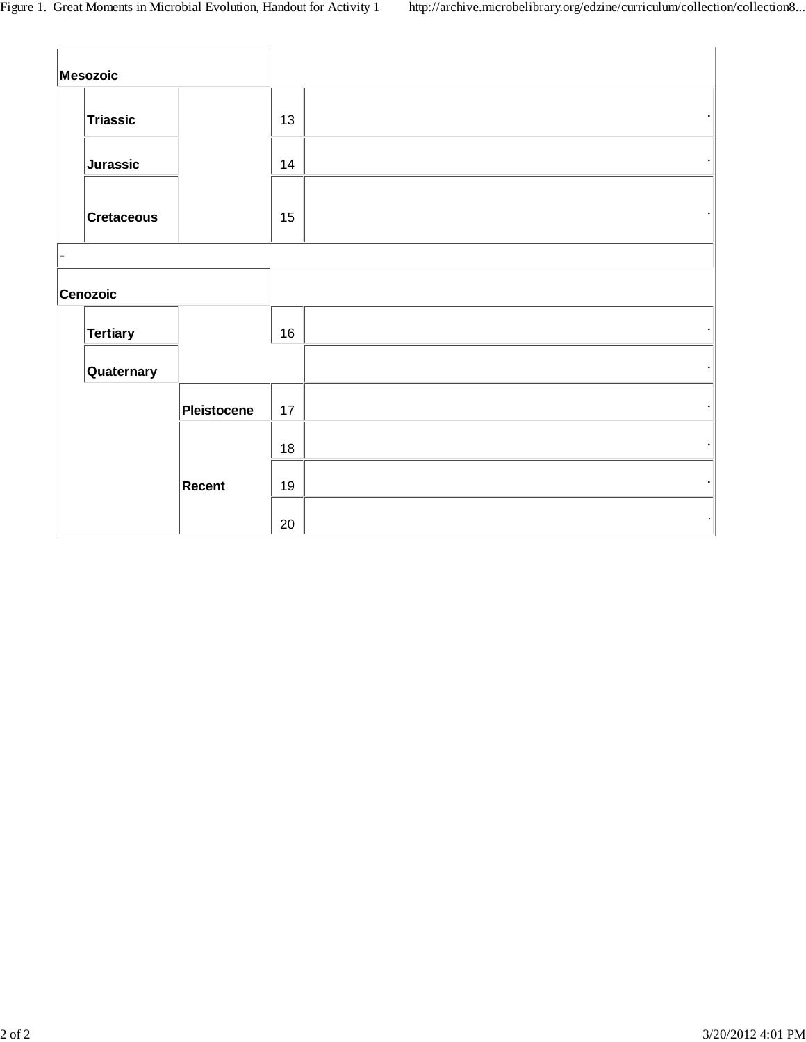| Era | Period | Epoch | No. | Event |
|---|---|---|---|---|
| **Mesozoic** | | | | |
| | **Triassic** | | 13 | . |
| | **Jurassic** | | 14 | . |
| | **Cretaceous** | | 15 | . |
| - | | | | |
| **Cenozoic** | | | | |
| | **Tertiary** | | 16 | . |
| | **Quaternary** | | | . |
| | | **Pleistocene** | 17 | . |
| | | **Recent** | 18 | . |
| | | | 19 | . |
| | | | 20 | . |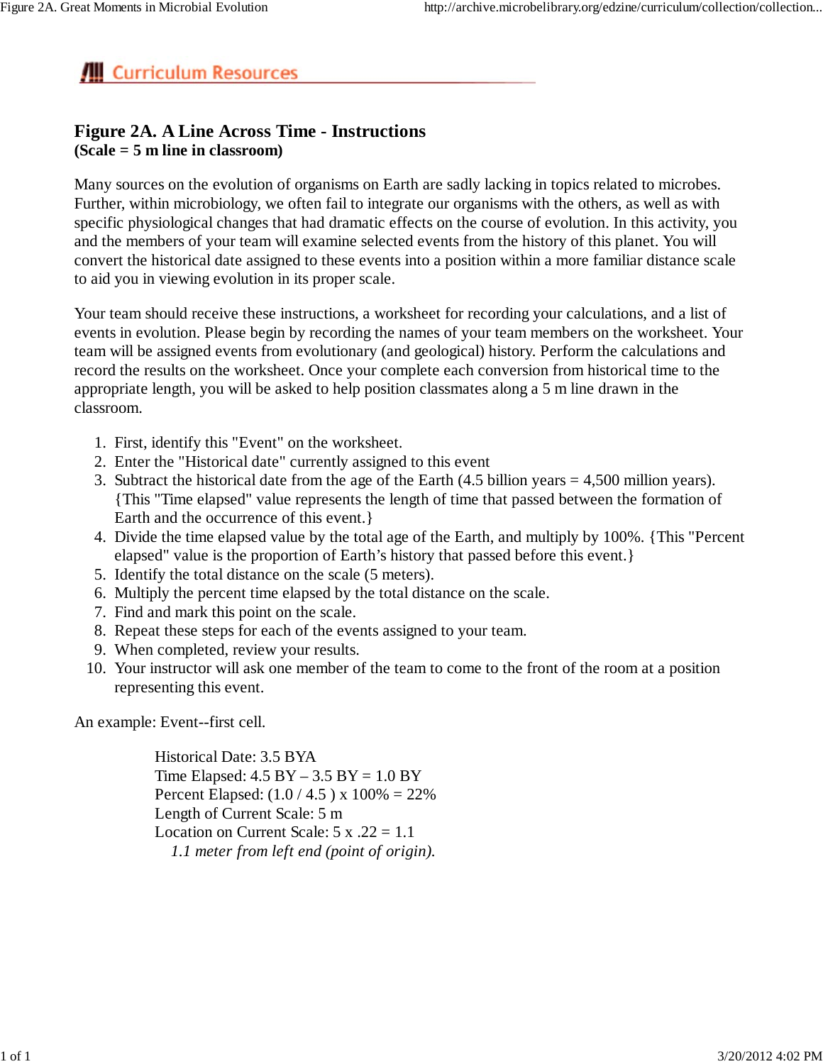## Curriculum Resources

# Figure 2A. A Line Across Time - Instructions

**(Scale = 5 m line in classroom)**

Many sources on the evolution of organisms on Earth are sadly lacking in topics related to microbes. Further, within microbiology, we often fail to integrate our organisms with the others, as well as with specific physiological changes that had dramatic effects on the course of evolution. In this activity, you and the members of your team will examine selected events from the history of this planet. You will convert the historical date assigned to these events into a position within a more familiar distance scale to aid you in viewing evolution in its proper scale.

Your team should receive these instructions, a worksheet for recording your calculations, and a list of events in evolution. Please begin by recording the names of your team members on the worksheet. Your team will be assigned events from evolutionary (and geological) history. Perform the calculations and record the results on the worksheet. Once your complete each conversion from historical time to the appropriate length, you will be asked to help position classmates along a 5 m line drawn in the classroom.

1. First, identify this "Event" on the worksheet.
2. Enter the "Historical date" currently assigned to this event
3. Subtract the historical date from the age of the Earth (4.5 billion years = 4,500 million years). {This "Time elapsed" value represents the length of time that passed between the formation of Earth and the occurrence of this event.}
4. Divide the time elapsed value by the total age of the Earth, and multiply by 100%. {This "Percent elapsed" value is the proportion of Earth's history that passed before this event.}
5. Identify the total distance on the scale (5 meters).
6. Multiply the percent time elapsed by the total distance on the scale.
7. Find and mark this point on the scale.
8. Repeat these steps for each of the events assigned to your team.
9. When completed, review your results.
10. Your instructor will ask one member of the team to come to the front of the room at a position representing this event.

An example: Event--first cell.

Historical Date: 3.5 BYA
Time Elapsed: 4.5 BY – 3.5 BY = 1.0 BY
Percent Elapsed: (1.0 / 4.5 ) x 100% = 22%
Length of Current Scale: 5 m
Location on Current Scale: 5 x .22 = 1.1
*1.1 meter from left end (point of origin).*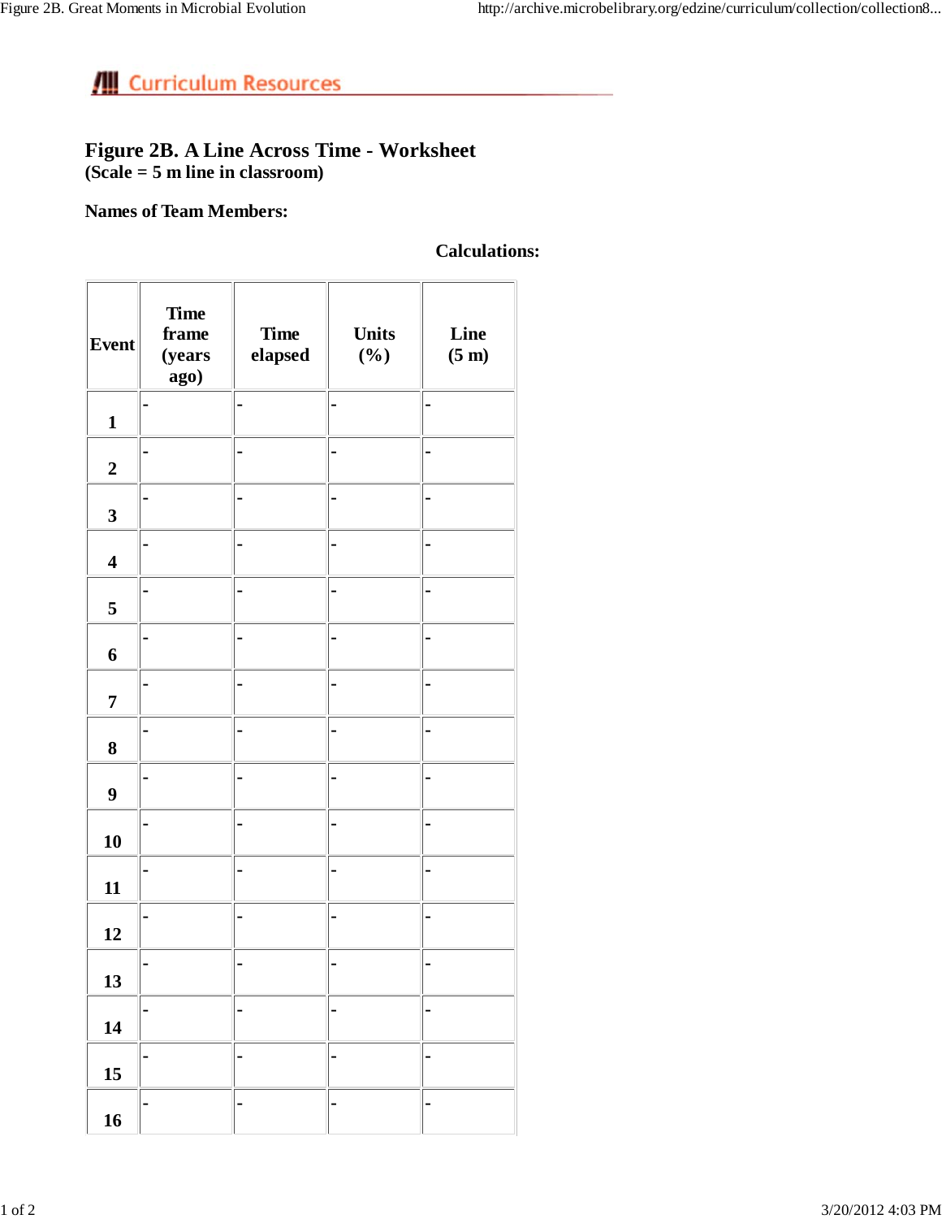**Curriculum Resources**

# Figure 2B. A Line Across Time - Worksheet

**(Scale = 5 m line in classroom)**

**Names of Team Members:**

**Calculations:**

| Event | Time frame (years ago) | Time elapsed | Units (%) | Line (5 m) |
|---|---|---|---|---|
| 1 | - | - | - | - |
| 2 | - | - | - | - |
| 3 | - | - | - | - |
| 4 | - | - | - | - |
| 5 | - | - | - | - |
| 6 | - | - | - | - |
| 7 | - | - | - | - |
| 8 | - | - | - | - |
| 9 | - | - | - | - |
| 10 | - | - | - | - |
| 11 | - | - | - | - |
| 12 | - | - | - | - |
| 13 | - | - | - | - |
| 14 | - | - | - | - |
| 15 | - | - | - | - |
| 16 | - | - | - | - |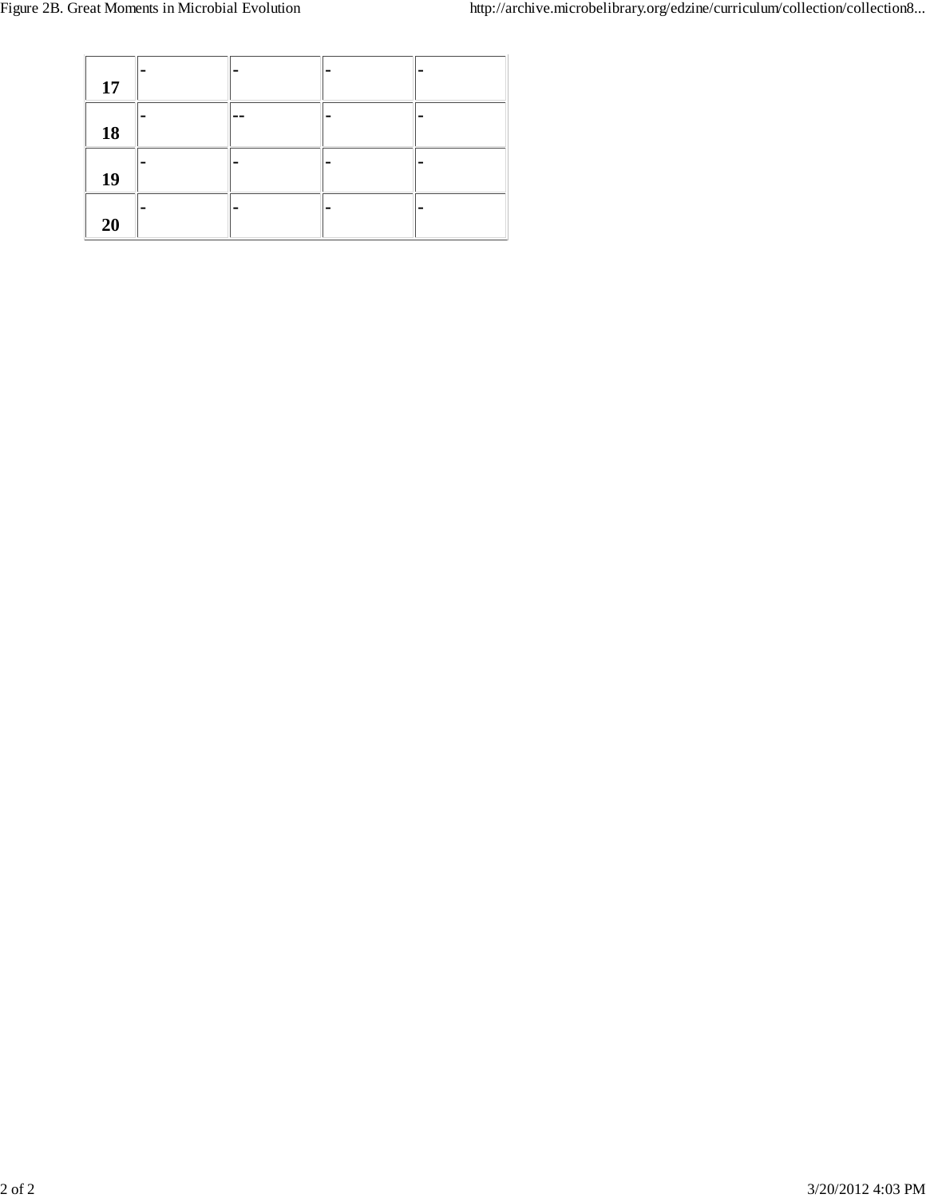| | | | | |
|---|---|---|---|---|
| **17** | - | - | - | - |
| **18** | - | -- | - | - |
| **19** | - | - | - | - |
| **20** | - | - | - | - |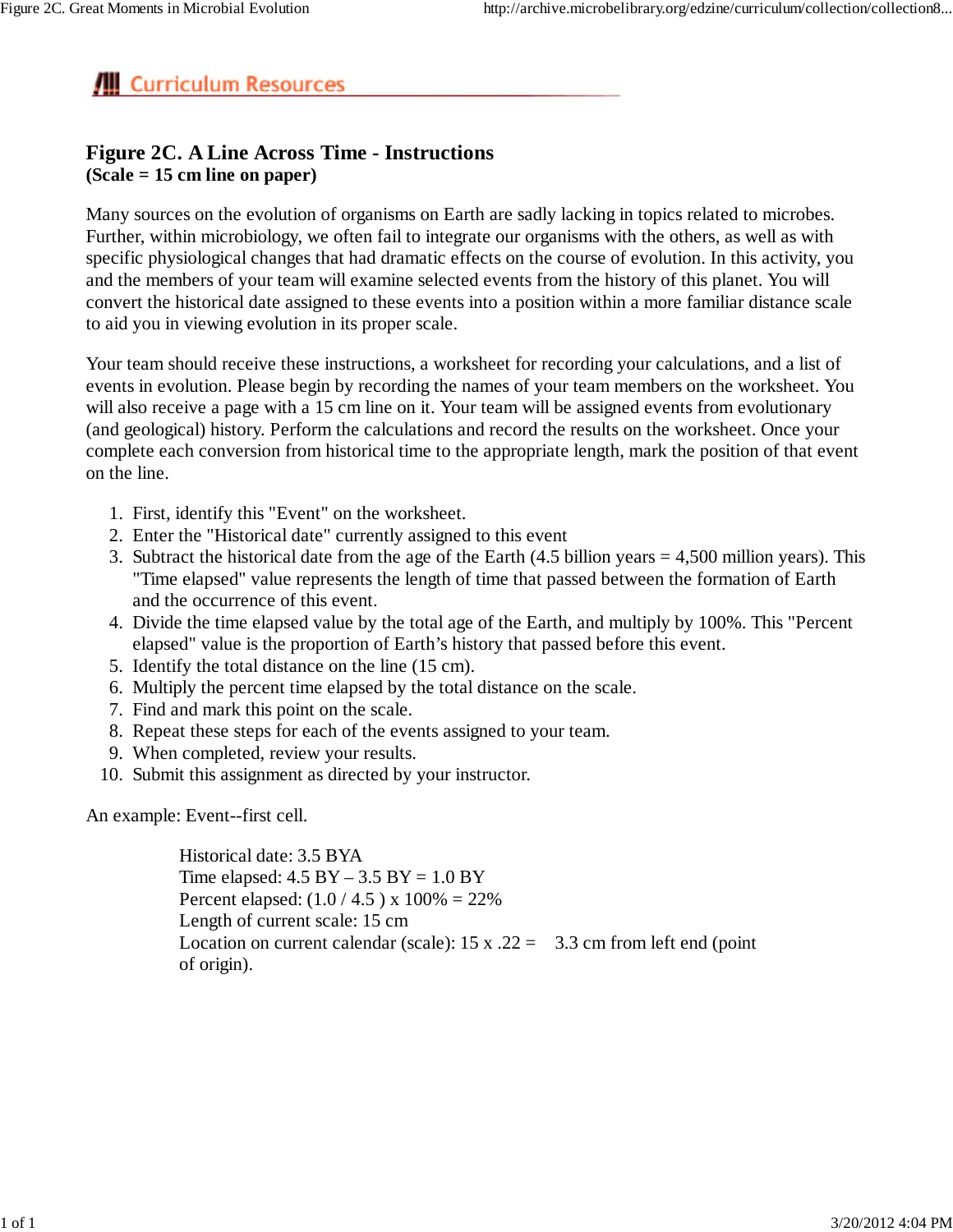# Curriculum Resources

## Figure 2C. A Line Across Time - Instructions

**(Scale = 15 cm line on paper)**

Many sources on the evolution of organisms on Earth are sadly lacking in topics related to microbes. Further, within microbiology, we often fail to integrate our organisms with the others, as well as with specific physiological changes that had dramatic effects on the course of evolution. In this activity, you and the members of your team will examine selected events from the history of this planet. You will convert the historical date assigned to these events into a position within a more familiar distance scale to aid you in viewing evolution in its proper scale.

Your team should receive these instructions, a worksheet for recording your calculations, and a list of events in evolution. Please begin by recording the names of your team members on the worksheet. You will also receive a page with a 15 cm line on it. Your team will be assigned events from evolutionary (and geological) history. Perform the calculations and record the results on the worksheet. Once your complete each conversion from historical time to the appropriate length, mark the position of that event on the line.

1. First, identify this "Event" on the worksheet.
2. Enter the "Historical date" currently assigned to this event
3. Subtract the historical date from the age of the Earth (4.5 billion years = 4,500 million years). This "Time elapsed" value represents the length of time that passed between the formation of Earth and the occurrence of this event.
4. Divide the time elapsed value by the total age of the Earth, and multiply by 100%. This "Percent elapsed" value is the proportion of Earth's history that passed before this event.
5. Identify the total distance on the line (15 cm).
6. Multiply the percent time elapsed by the total distance on the scale.
7. Find and mark this point on the scale.
8. Repeat these steps for each of the events assigned to your team.
9. When completed, review your results.
10. Submit this assignment as directed by your instructor.

An example: Event--first cell.

> Historical date: 3.5 BYA
> Time elapsed: 4.5 BY – 3.5 BY = 1.0 BY
> Percent elapsed: (1.0 / 4.5 ) x 100% = 22%
> Length of current scale: 15 cm
> Location on current calendar (scale): 15 x .22 = 3.3 cm from left end (point of origin).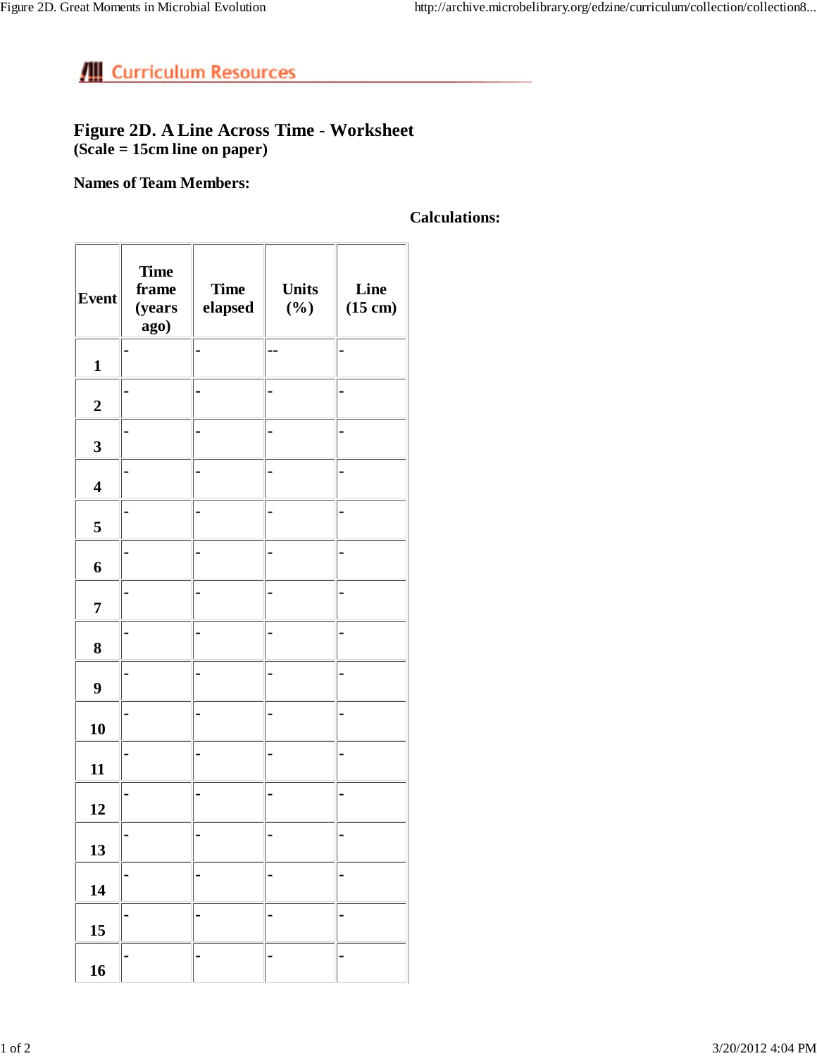![Curriculum Resources]

# Figure 2D. A Line Across Time - Worksheet

**(Scale = 15cm line on paper)**

**Names of Team Members:**

**Calculations:**

| Event | Time frame (years ago) | Time elapsed | Units (%) | Line (15 cm) |
|---|---|---|---|---|
| 1 | - | - | -- | - |
| 2 | - | - | - | - |
| 3 | - | - | - | - |
| 4 | - | - | - | - |
| 5 | - | - | - | - |
| 6 | - | - | - | - |
| 7 | - | - | - | - |
| 8 | - | - | - | - |
| 9 | - | - | - | - |
| 10 | - | - | - | - |
| 11 | - | - | - | - |
| 12 | - | - | - | - |
| 13 | - | - | - | - |
| 14 | - | - | - | - |
| 15 | - | - | - | - |
| 16 | - | - | - | - |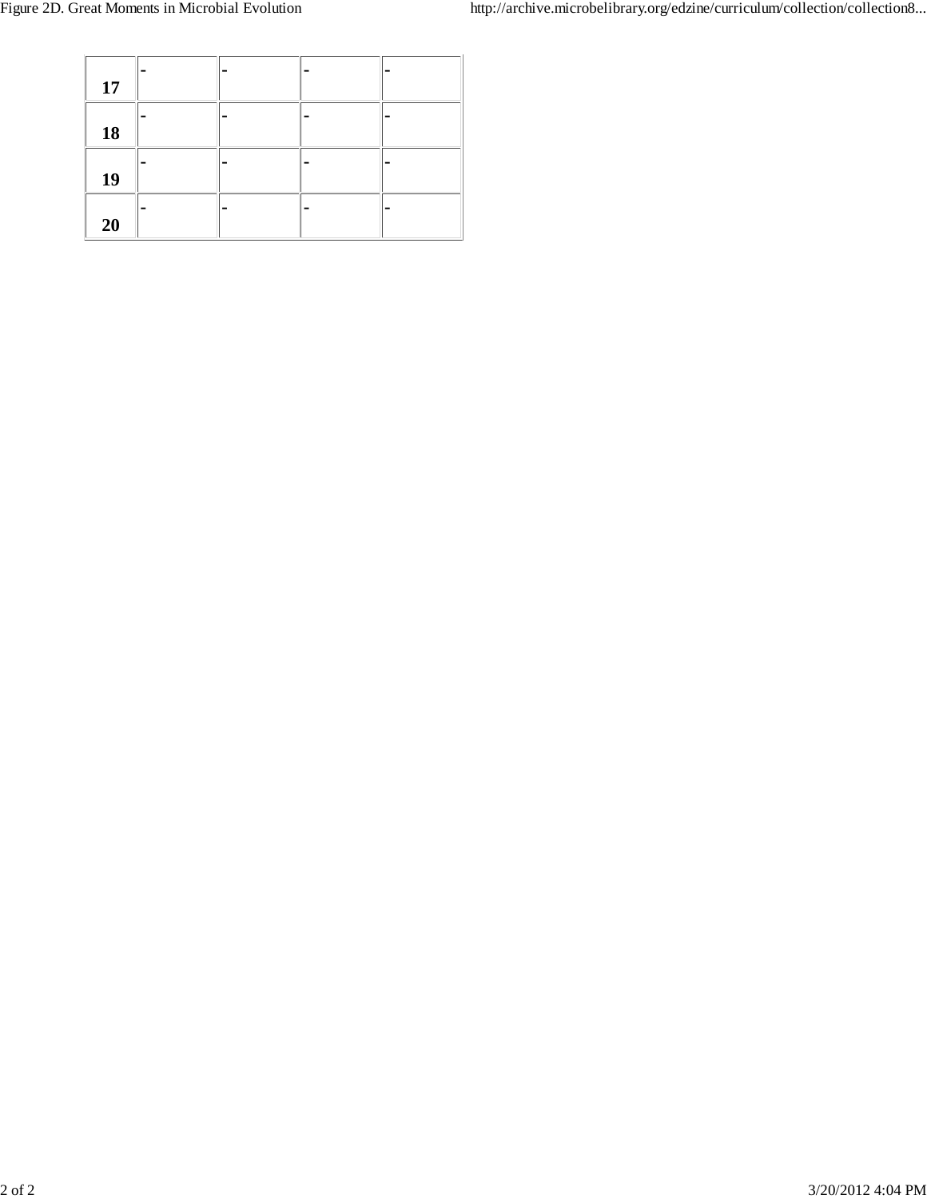| | | | | |
|---|---|---|---|---|
| **17** | - | - | - | - |
| **18** | - | - | - | - |
| **19** | - | - | - | - |
| **20** | - | - | - | - |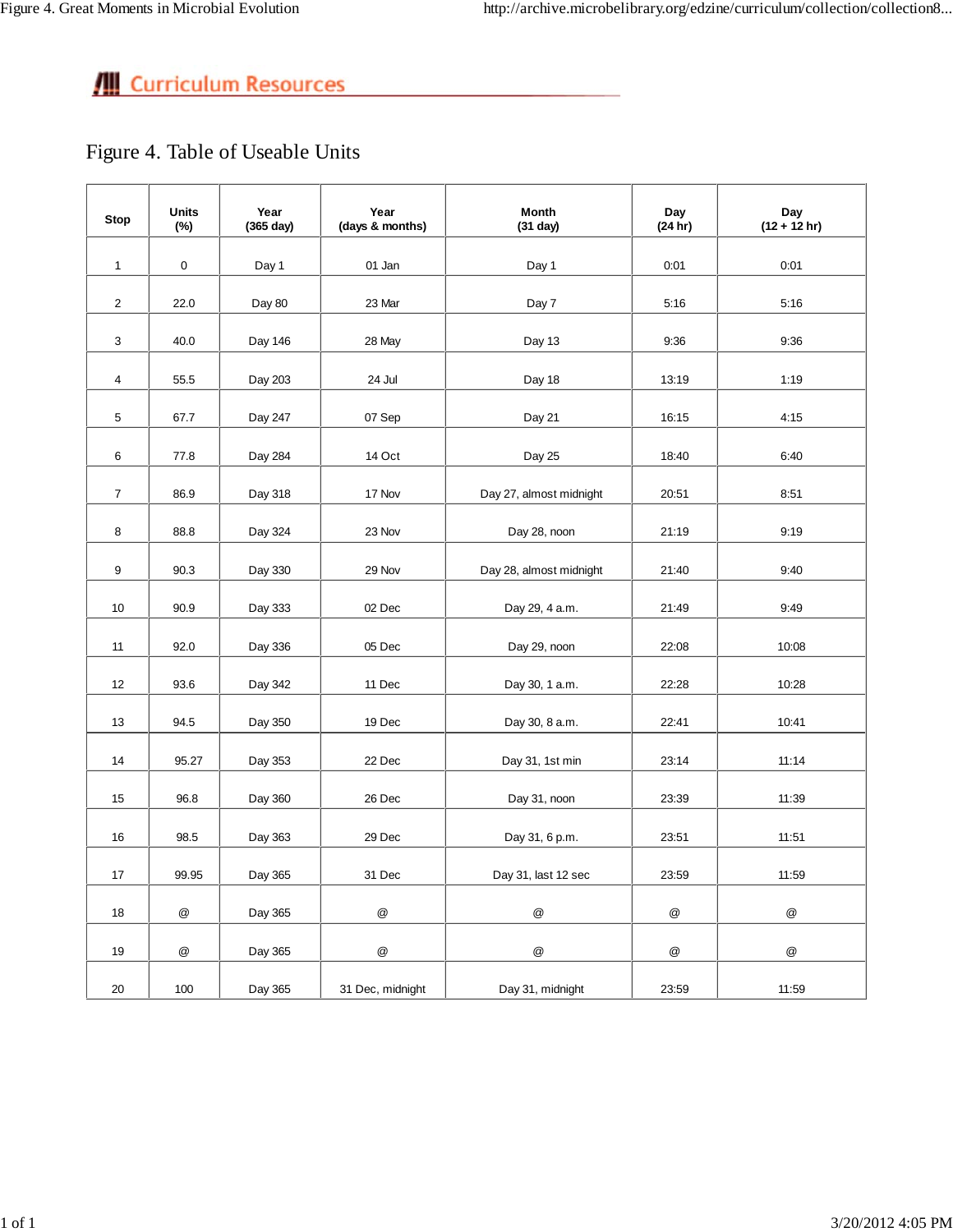## Curriculum Resources

# Figure 4. Table of Useable Units

| Stop | Units (%) | Year (365 day) | Year (days & months) | Month (31 day) | Day (24 hr) | Day (12 + 12 hr) |
|---|---|---|---|---|---|---|
| 1 | 0 | Day 1 | 01 Jan | Day 1 | 0:01 | 0:01 |
| 2 | 22.0 | Day 80 | 23 Mar | Day 7 | 5:16 | 5:16 |
| 3 | 40.0 | Day 146 | 28 May | Day 13 | 9:36 | 9:36 |
| 4 | 55.5 | Day 203 | 24 Jul | Day 18 | 13:19 | 1:19 |
| 5 | 67.7 | Day 247 | 07 Sep | Day 21 | 16:15 | 4:15 |
| 6 | 77.8 | Day 284 | 14 Oct | Day 25 | 18:40 | 6:40 |
| 7 | 86.9 | Day 318 | 17 Nov | Day 27, almost midnight | 20:51 | 8:51 |
| 8 | 88.8 | Day 324 | 23 Nov | Day 28, noon | 21:19 | 9:19 |
| 9 | 90.3 | Day 330 | 29 Nov | Day 28, almost midnight | 21:40 | 9:40 |
| 10 | 90.9 | Day 333 | 02 Dec | Day 29, 4 a.m. | 21:49 | 9:49 |
| 11 | 92.0 | Day 336 | 05 Dec | Day 29, noon | 22:08 | 10:08 |
| 12 | 93.6 | Day 342 | 11 Dec | Day 30, 1 a.m. | 22:28 | 10:28 |
| 13 | 94.5 | Day 350 | 19 Dec | Day 30, 8 a.m. | 22:41 | 10:41 |
| 14 | 95.27 | Day 353 | 22 Dec | Day 31, 1st min | 23:14 | 11:14 |
| 15 | 96.8 | Day 360 | 26 Dec | Day 31, noon | 23:39 | 11:39 |
| 16 | 98.5 | Day 363 | 29 Dec | Day 31, 6 p.m. | 23:51 | 11:51 |
| 17 | 99.95 | Day 365 | 31 Dec | Day 31, last 12 sec | 23:59 | 11:59 |
| 18 | @ | Day 365 | @ | @ | @ | @ |
| 19 | @ | Day 365 | @ | @ | @ | @ |
| 20 | 100 | Day 365 | 31 Dec, midnight | Day 31, midnight | 23:59 | 11:59 |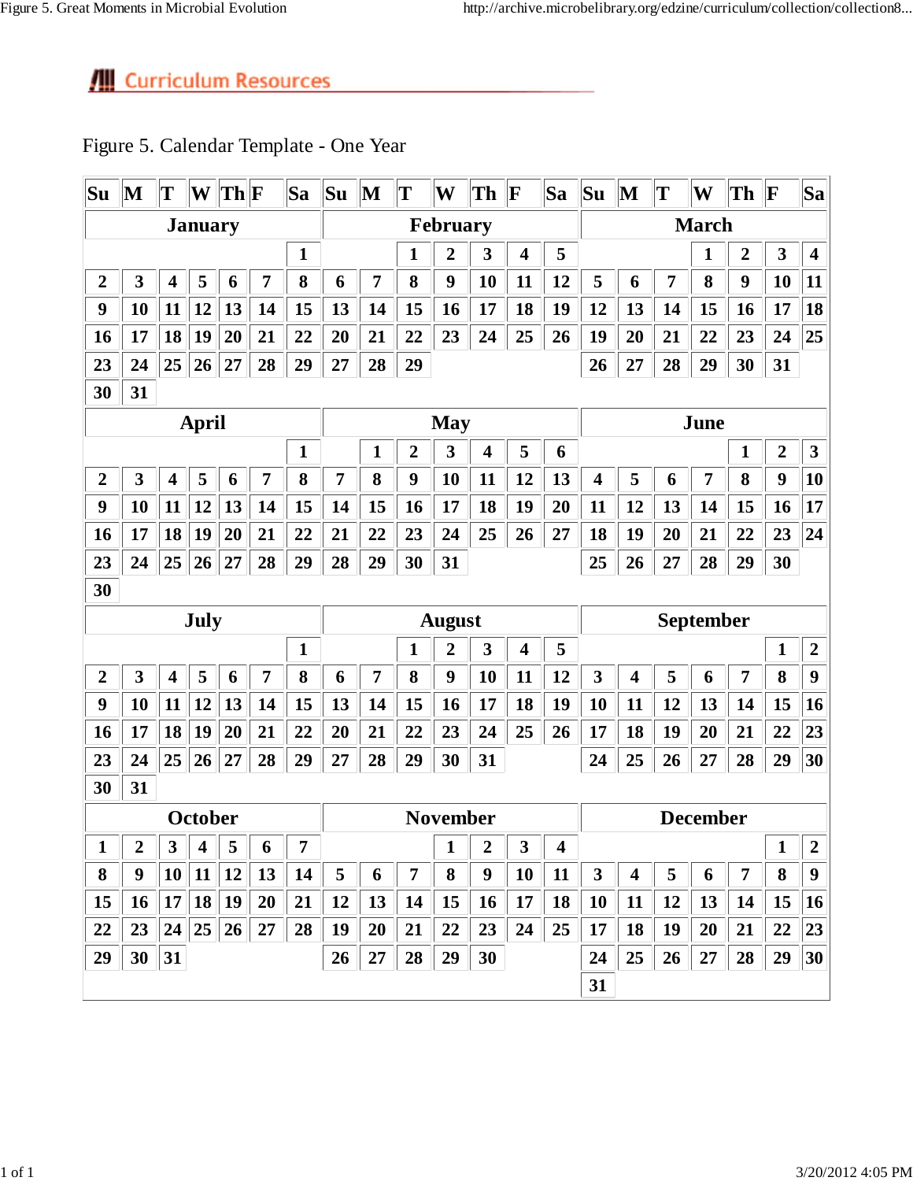## Curriculum Resources

Figure 5. Calendar Template - One Year

| Su | M | T | W | Th | F | Sa | Su | M | T | W | Th | F | Sa | Su | M | T | W | Th | F | Sa |
|---|---|---|---|---|---|---|---|---|---|---|---|---|---|---|---|---|---|---|---|---|
| **January** | | | | | | | **February** | | | | | | | **March** | | | | | | |
| | | | | | | 1 | | | 1 | 2 | 3 | 4 | 5 | | | | 1 | 2 | 3 | 4 |
| 2 | 3 | 4 | 5 | 6 | 7 | 8 | 6 | 7 | 8 | 9 | 10 | 11 | 12 | 5 | 6 | 7 | 8 | 9 | 10 | 11 |
| 9 | 10 | 11 | 12 | 13 | 14 | 15 | 13 | 14 | 15 | 16 | 17 | 18 | 19 | 12 | 13 | 14 | 15 | 16 | 17 | 18 |
| 16 | 17 | 18 | 19 | 20 | 21 | 22 | 20 | 21 | 22 | 23 | 24 | 25 | 26 | 19 | 20 | 21 | 22 | 23 | 24 | 25 |
| 23 | 24 | 25 | 26 | 27 | 28 | 29 | 27 | 28 | 29 | | | | | 26 | 27 | 28 | 29 | 30 | 31 | |
| 30 | 31 | | | | | | | | | | | | | | | | | | | |
| **April** | | | | | | | **May** | | | | | | | **June** | | | | | | |
| | | | | | | 1 | | 1 | 2 | 3 | 4 | 5 | 6 | | | | | 1 | 2 | 3 |
| 2 | 3 | 4 | 5 | 6 | 7 | 8 | 7 | 8 | 9 | 10 | 11 | 12 | 13 | 4 | 5 | 6 | 7 | 8 | 9 | 10 |
| 9 | 10 | 11 | 12 | 13 | 14 | 15 | 14 | 15 | 16 | 17 | 18 | 19 | 20 | 11 | 12 | 13 | 14 | 15 | 16 | 17 |
| 16 | 17 | 18 | 19 | 20 | 21 | 22 | 21 | 22 | 23 | 24 | 25 | 26 | 27 | 18 | 19 | 20 | 21 | 22 | 23 | 24 |
| 23 | 24 | 25 | 26 | 27 | 28 | 29 | 28 | 29 | 30 | 31 | | | | 25 | 26 | 27 | 28 | 29 | 30 | |
| 30 | | | | | | | | | | | | | | | | | | | | |
| **July** | | | | | | | **August** | | | | | | | **September** | | | | | | |
| | | | | | | 1 | | | 1 | 2 | 3 | 4 | 5 | | | | | | 1 | 2 |
| 2 | 3 | 4 | 5 | 6 | 7 | 8 | 6 | 7 | 8 | 9 | 10 | 11 | 12 | 3 | 4 | 5 | 6 | 7 | 8 | 9 |
| 9 | 10 | 11 | 12 | 13 | 14 | 15 | 13 | 14 | 15 | 16 | 17 | 18 | 19 | 10 | 11 | 12 | 13 | 14 | 15 | 16 |
| 16 | 17 | 18 | 19 | 20 | 21 | 22 | 20 | 21 | 22 | 23 | 24 | 25 | 26 | 17 | 18 | 19 | 20 | 21 | 22 | 23 |
| 23 | 24 | 25 | 26 | 27 | 28 | 29 | 27 | 28 | 29 | 30 | 31 | | | 24 | 25 | 26 | 27 | 28 | 29 | 30 |
| 30 | 31 | | | | | | | | | | | | | | | | | | | |
| **October** | | | | | | | **November** | | | | | | | **December** | | | | | | |
| 1 | 2 | 3 | 4 | 5 | 6 | 7 | | | | 1 | 2 | 3 | 4 | | | | | | 1 | 2 |
| 8 | 9 | 10 | 11 | 12 | 13 | 14 | 5 | 6 | 7 | 8 | 9 | 10 | 11 | 3 | 4 | 5 | 6 | 7 | 8 | 9 |
| 15 | 16 | 17 | 18 | 19 | 20 | 21 | 12 | 13 | 14 | 15 | 16 | 17 | 18 | 10 | 11 | 12 | 13 | 14 | 15 | 16 |
| 22 | 23 | 24 | 25 | 26 | 27 | 28 | 19 | 20 | 21 | 22 | 23 | 24 | 25 | 17 | 18 | 19 | 20 | 21 | 22 | 23 |
| 29 | 30 | 31 | | | | | 26 | 27 | 28 | 29 | 30 | | | 24 | 25 | 26 | 27 | 28 | 29 | 30 |
| | | | | | | | | | | | | | | 31 | | | | | | |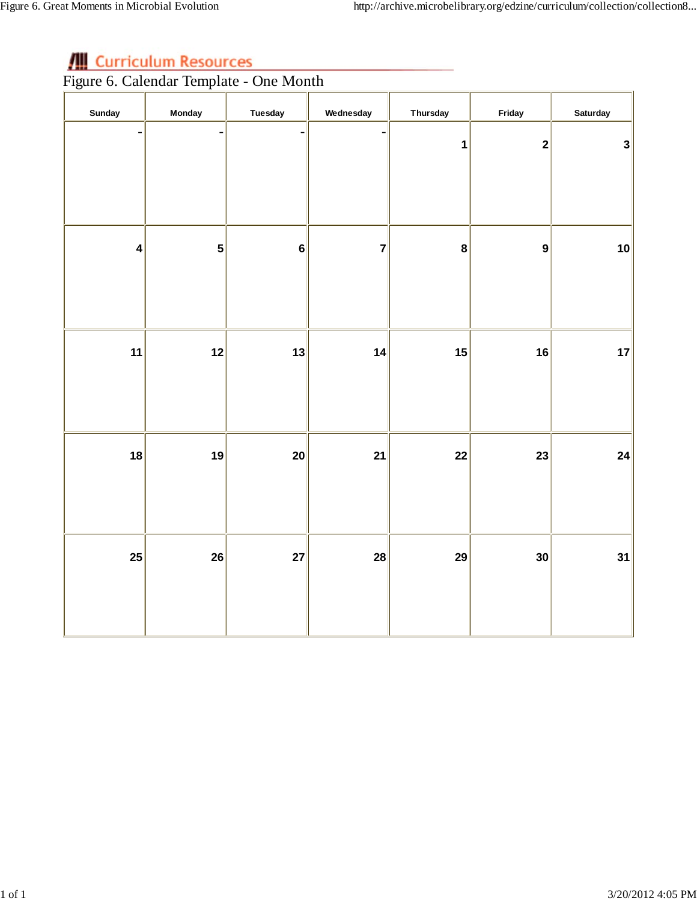Curriculum Resources

# Figure 6. Calendar Template - One Month

| Sunday | Monday | Tuesday | Wednesday | Thursday | Friday | Saturday |
|---|---|---|---|---|---|---|
| - | - | - | - | 1 | 2 | 3 |
| 4 | 5 | 6 | 7 | 8 | 9 | 10 |
| 11 | 12 | 13 | 14 | 15 | 16 | 17 |
| 18 | 19 | 20 | 21 | 22 | 23 | 24 |
| 25 | 26 | 27 | 28 | 29 | 30 | 31 |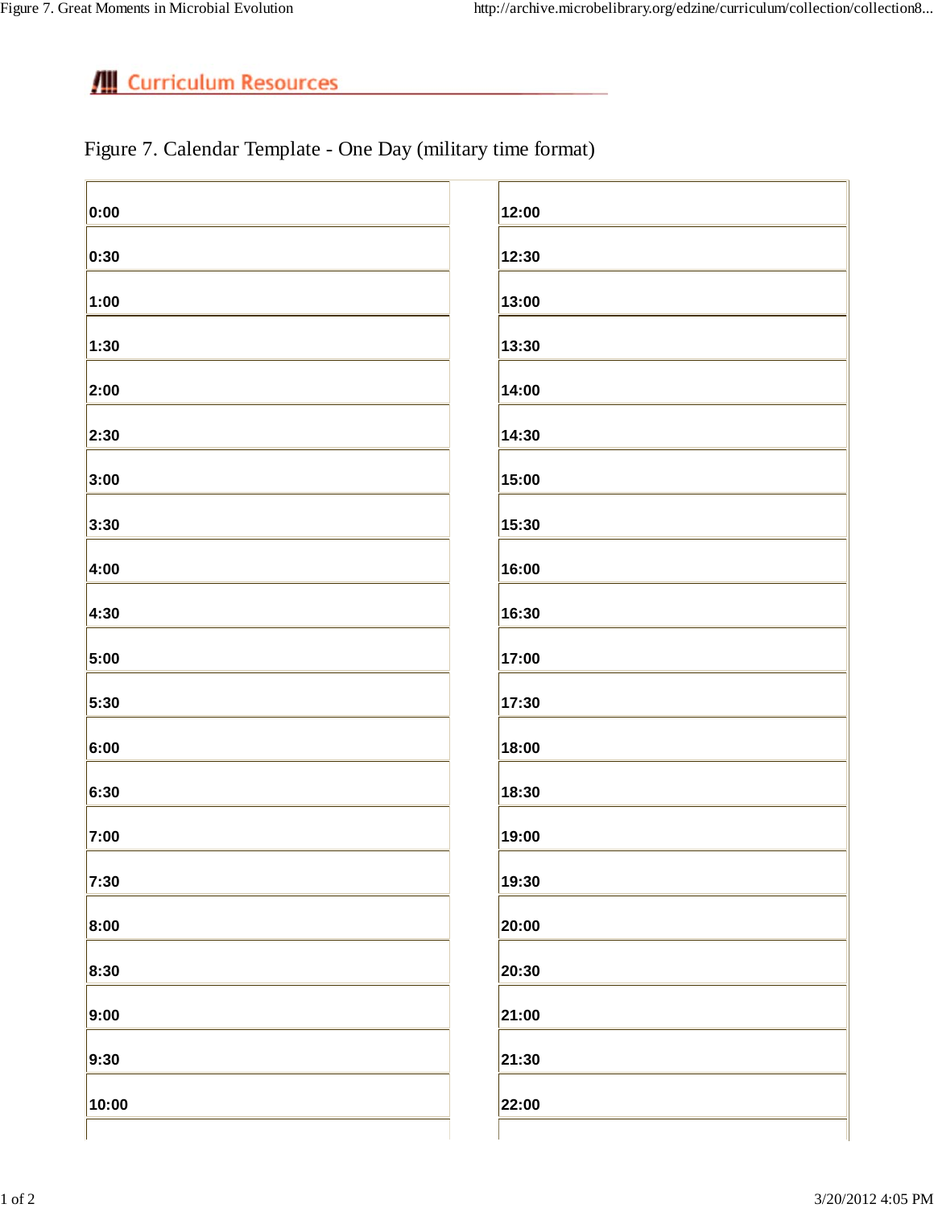Curriculum Resources

Figure 7. Calendar Template - One Day (military time format)

| | |
|---|---|
| **0:00** | **12:00** |
| **0:30** | **12:30** |
| **1:00** | **13:00** |
| **1:30** | **13:30** |
| **2:00** | **14:00** |
| **2:30** | **14:30** |
| **3:00** | **15:00** |
| **3:30** | **15:30** |
| **4:00** | **16:00** |
| **4:30** | **16:30** |
| **5:00** | **17:00** |
| **5:30** | **17:30** |
| **6:00** | **18:00** |
| **6:30** | **18:30** |
| **7:00** | **19:00** |
| **7:30** | **19:30** |
| **8:00** | **20:00** |
| **8:30** | **20:30** |
| **9:00** | **21:00** |
| **9:30** | **21:30** |
| **10:00** | **22:00** |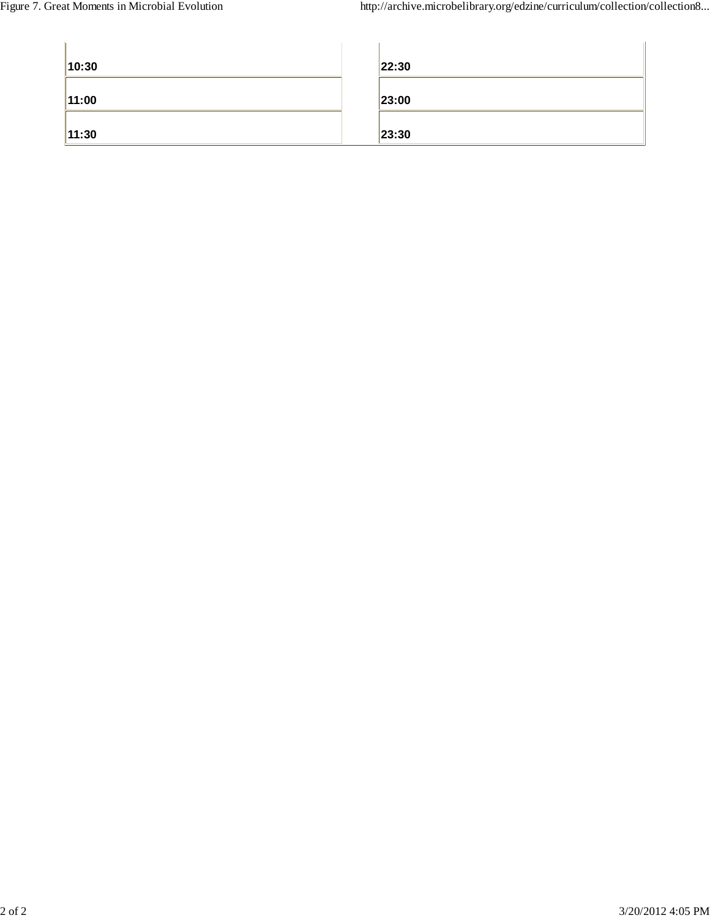| | |
|---|---|
| **10:30** | **22:30** |
| **11:00** | **23:00** |
| **11:30** | **23:30** |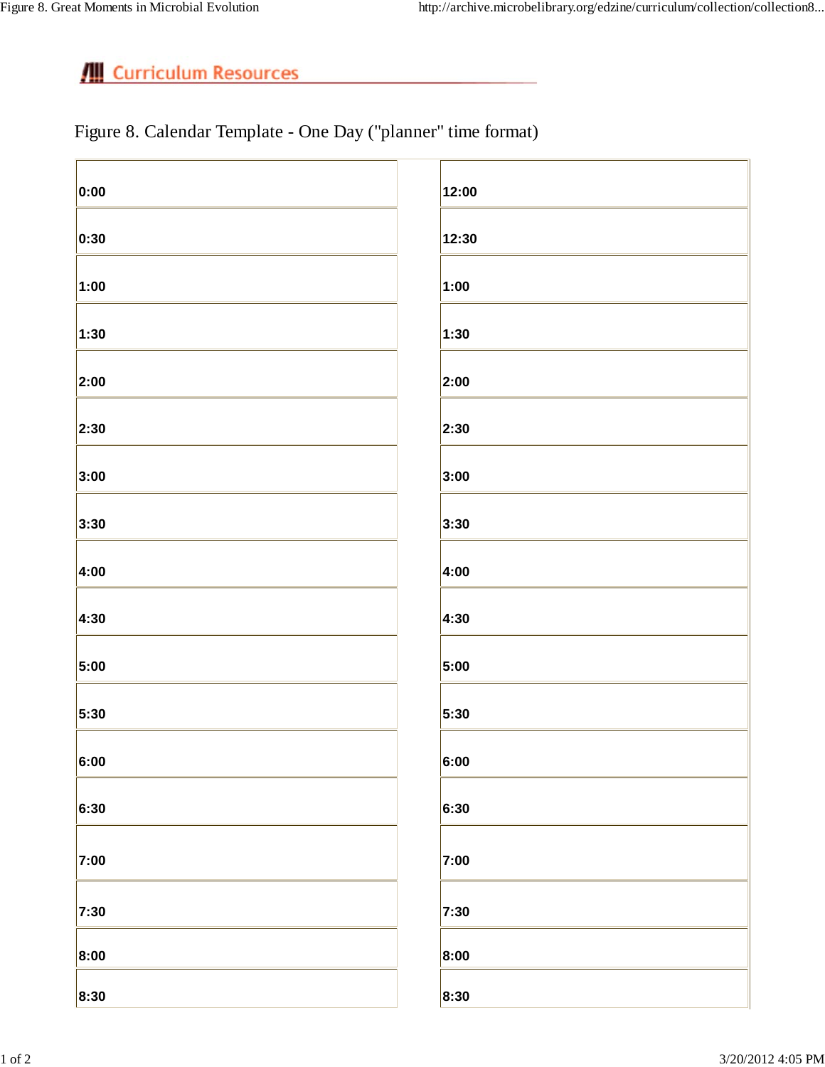Curriculum Resources

Figure 8. Calendar Template - One Day ("planner" time format)

| | |
|---|---|
| 0:00 | 12:00 |
| 0:30 | 12:30 |
| 1:00 | 1:00 |
| 1:30 | 1:30 |
| 2:00 | 2:00 |
| 2:30 | 2:30 |
| 3:00 | 3:00 |
| 3:30 | 3:30 |
| 4:00 | 4:00 |
| 4:30 | 4:30 |
| 5:00 | 5:00 |
| 5:30 | 5:30 |
| 6:00 | 6:00 |
| 6:30 | 6:30 |
| 7:00 | 7:00 |
| 7:30 | 7:30 |
| 8:00 | 8:00 |
| 8:30 | 8:30 |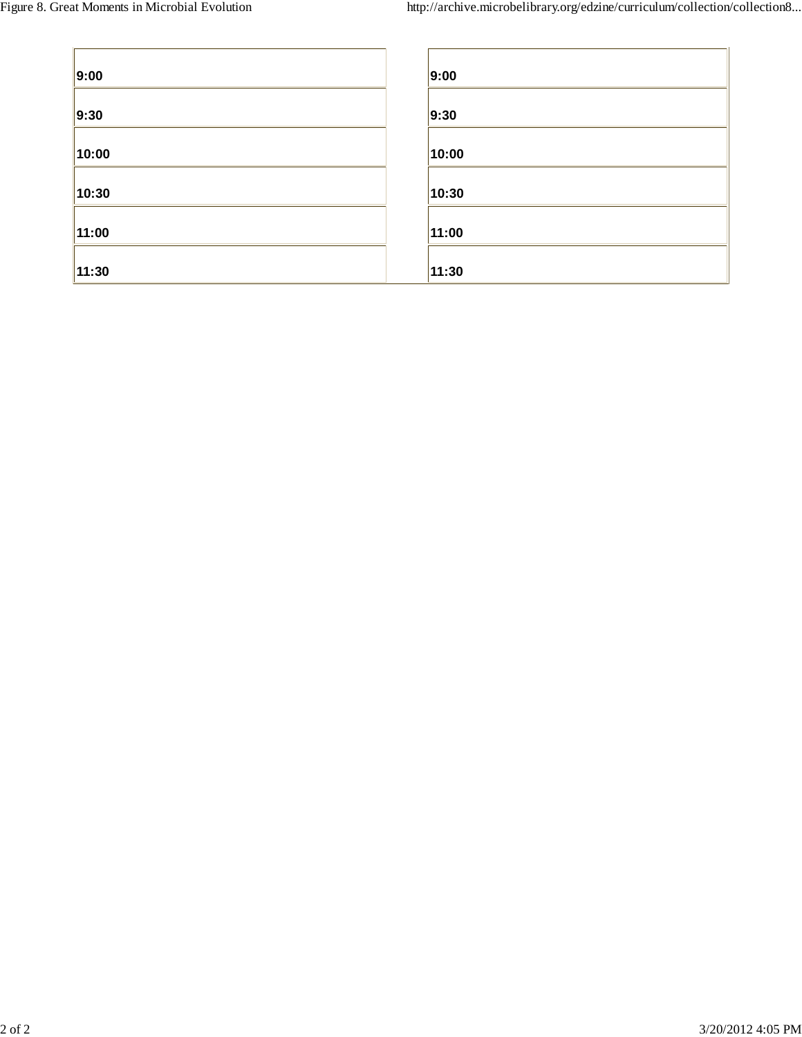| 9:00 |
| --- |
| 9:30 |
| 10:00 |
| 10:30 |
| 11:00 |
| 11:30 |

| 9:00 |
| --- |
| 9:30 |
| 10:00 |
| 10:30 |
| 11:00 |
| 11:30 |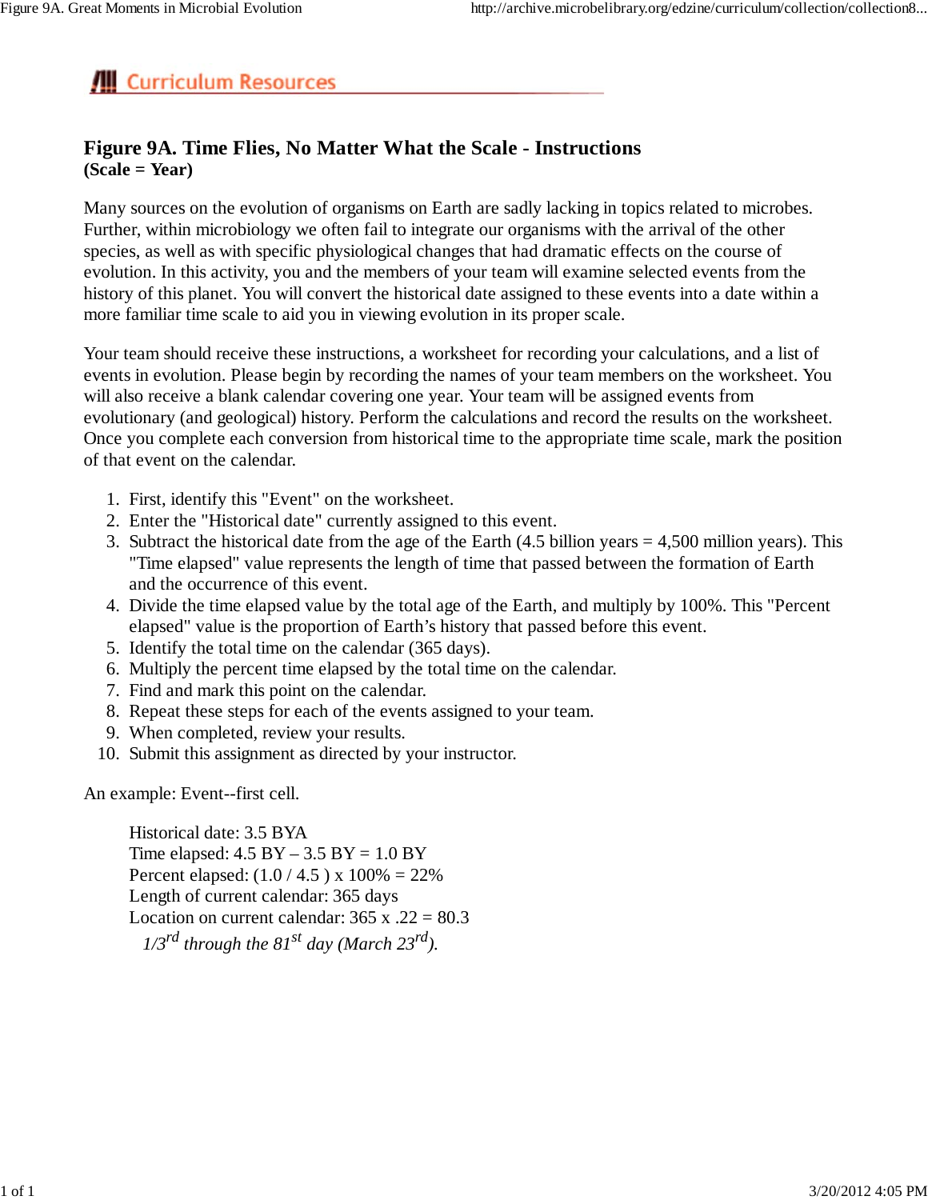Curriculum Resources

# Figure 9A. Time Flies, No Matter What the Scale - Instructions

**(Scale = Year)**

Many sources on the evolution of organisms on Earth are sadly lacking in topics related to microbes. Further, within microbiology we often fail to integrate our organisms with the arrival of the other species, as well as with specific physiological changes that had dramatic effects on the course of evolution. In this activity, you and the members of your team will examine selected events from the history of this planet. You will convert the historical date assigned to these events into a date within a more familiar time scale to aid you in viewing evolution in its proper scale.

Your team should receive these instructions, a worksheet for recording your calculations, and a list of events in evolution. Please begin by recording the names of your team members on the worksheet. You will also receive a blank calendar covering one year. Your team will be assigned events from evolutionary (and geological) history. Perform the calculations and record the results on the worksheet. Once you complete each conversion from historical time to the appropriate time scale, mark the position of that event on the calendar.

1. First, identify this "Event" on the worksheet.
2. Enter the "Historical date" currently assigned to this event.
3. Subtract the historical date from the age of the Earth (4.5 billion years = 4,500 million years). This "Time elapsed" value represents the length of time that passed between the formation of Earth and the occurrence of this event.
4. Divide the time elapsed value by the total age of the Earth, and multiply by 100%. This "Percent elapsed" value is the proportion of Earth's history that passed before this event.
5. Identify the total time on the calendar (365 days).
6. Multiply the percent time elapsed by the total time on the calendar.
7. Find and mark this point on the calendar.
8. Repeat these steps for each of the events assigned to your team.
9. When completed, review your results.
10. Submit this assignment as directed by your instructor.

An example: Event--first cell.

Historical date: 3.5 BYA
Time elapsed: 4.5 BY – 3.5 BY = 1.0 BY
Percent elapsed: (1.0 / 4.5 ) x 100% = 22%
Length of current calendar: 365 days
Location on current calendar: 365 x .22 = 80.3

*1/3rd through the 81st day (March 23rd).*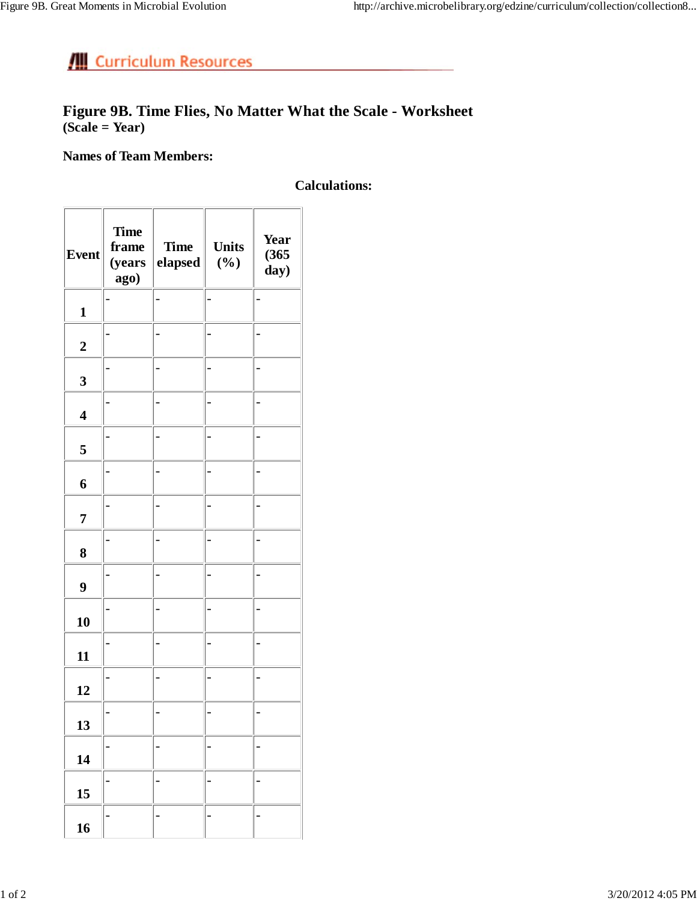Curriculum Resources

# Figure 9B. Time Flies, No Matter What the Scale - Worksheet

**(Scale = Year)**

**Names of Team Members:**

**Calculations:**

| Event | Time frame (years ago) | Time elapsed | Units (%) | Year (365 day) |
|---|---|---|---|---|
| 1 | - | - | - | - |
| 2 | - | - | - | - |
| 3 | - | - | - | - |
| 4 | - | - | - | - |
| 5 | - | - | - | - |
| 6 | - | - | - | - |
| 7 | - | - | - | - |
| 8 | - | - | - | - |
| 9 | - | - | - | - |
| 10 | - | - | - | - |
| 11 | - | - | - | - |
| 12 | - | - | - | - |
| 13 | - | - | - | - |
| 14 | - | - | - | - |
| 15 | - | - | - | - |
| 16 | - | - | - | - |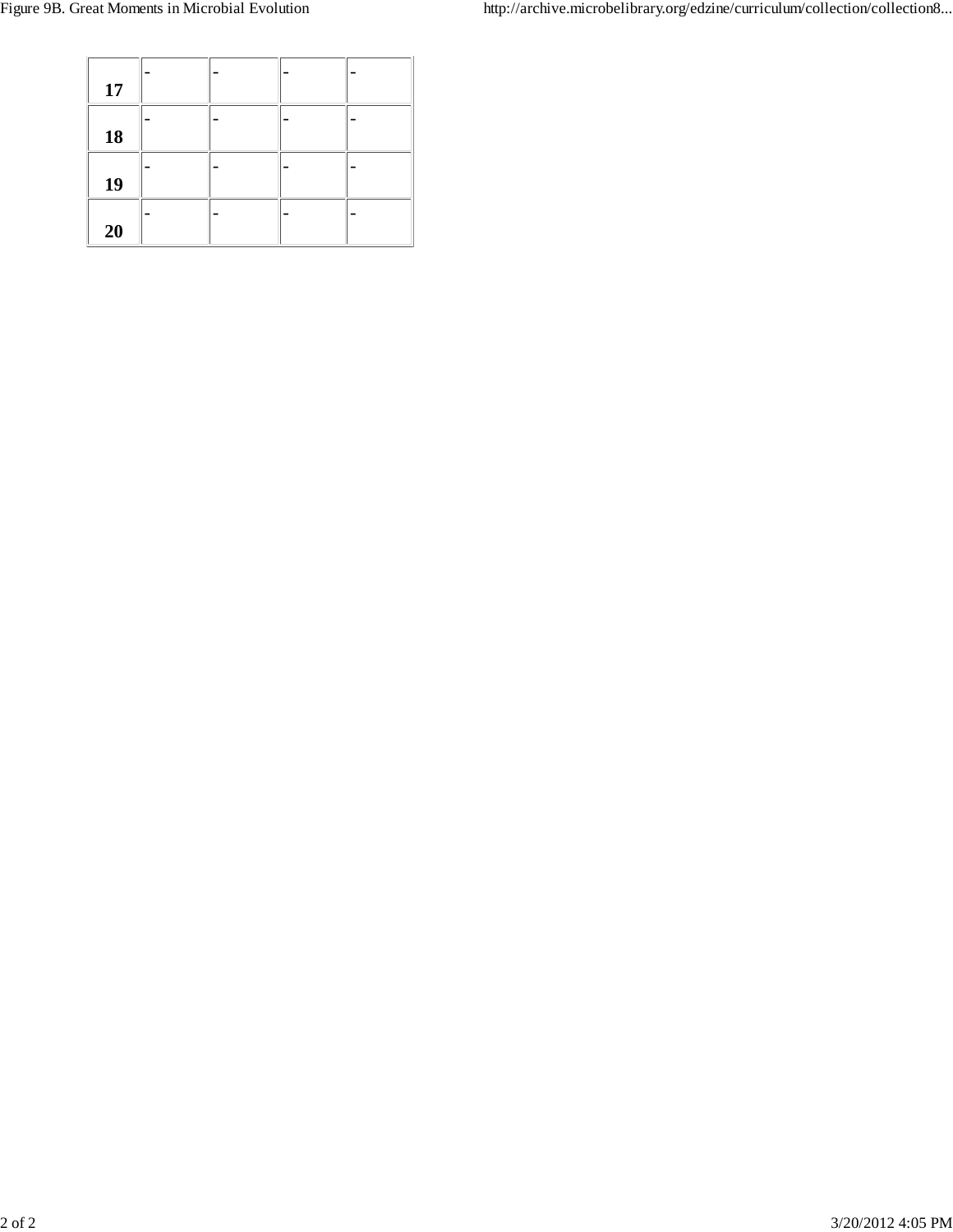| | | | | |
|---|---|---|---|---|
| **17** | - | - | - | - |
| **18** | - | - | - | - |
| **19** | - | - | - | - |
| **20** | - | - | - | - |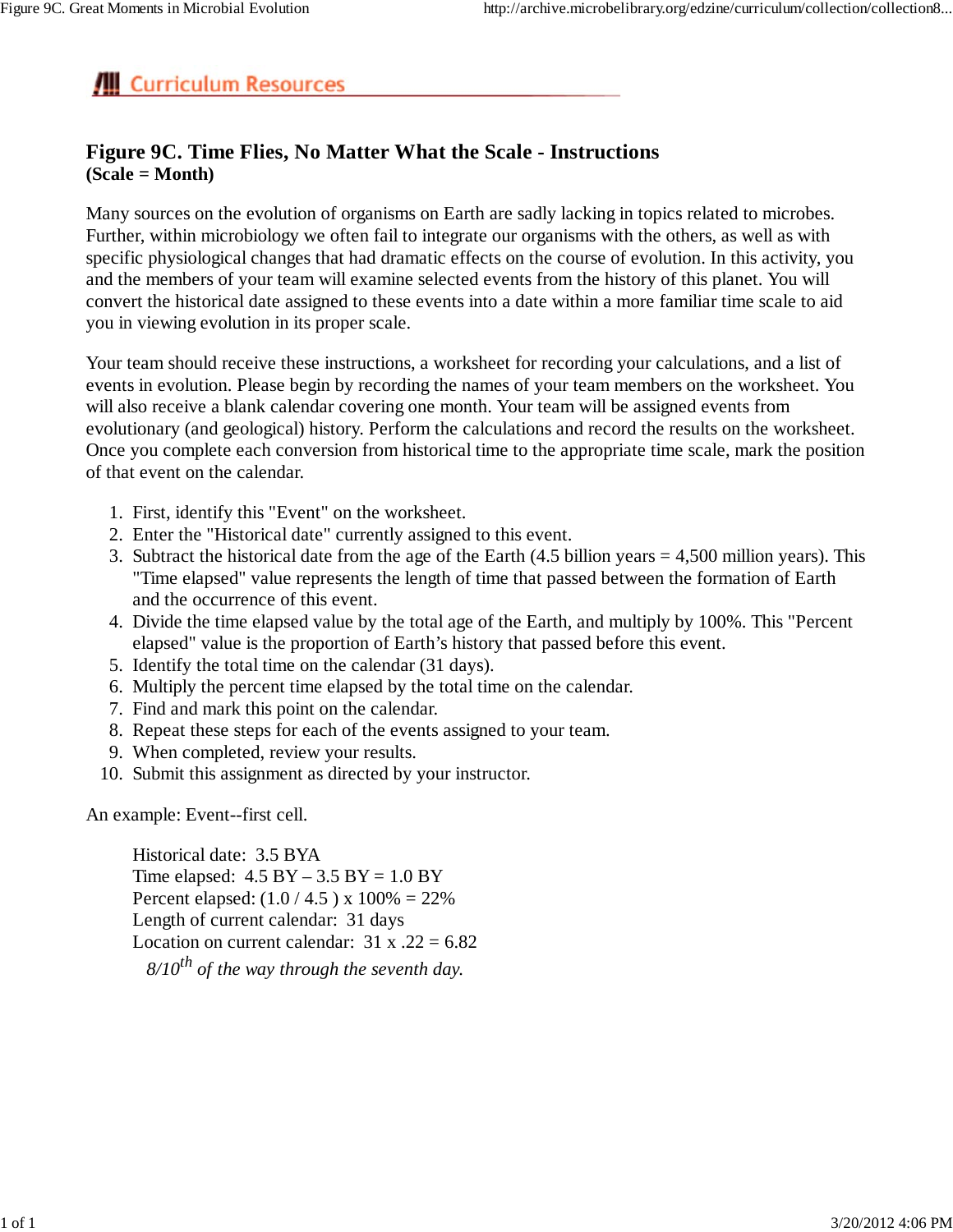Curriculum Resources

# Figure 9C. Time Flies, No Matter What the Scale - Instructions

**(Scale = Month)**

Many sources on the evolution of organisms on Earth are sadly lacking in topics related to microbes. Further, within microbiology we often fail to integrate our organisms with the others, as well as with specific physiological changes that had dramatic effects on the course of evolution. In this activity, you and the members of your team will examine selected events from the history of this planet. You will convert the historical date assigned to these events into a date within a more familiar time scale to aid you in viewing evolution in its proper scale.

Your team should receive these instructions, a worksheet for recording your calculations, and a list of events in evolution. Please begin by recording the names of your team members on the worksheet. You will also receive a blank calendar covering one month. Your team will be assigned events from evolutionary (and geological) history. Perform the calculations and record the results on the worksheet. Once you complete each conversion from historical time to the appropriate time scale, mark the position of that event on the calendar.

1. First, identify this "Event" on the worksheet.
2. Enter the "Historical date" currently assigned to this event.
3. Subtract the historical date from the age of the Earth (4.5 billion years = 4,500 million years). This "Time elapsed" value represents the length of time that passed between the formation of Earth and the occurrence of this event.
4. Divide the time elapsed value by the total age of the Earth, and multiply by 100%. This "Percent elapsed" value is the proportion of Earth's history that passed before this event.
5. Identify the total time on the calendar (31 days).
6. Multiply the percent time elapsed by the total time on the calendar.
7. Find and mark this point on the calendar.
8. Repeat these steps for each of the events assigned to your team.
9. When completed, review your results.
10. Submit this assignment as directed by your instructor.

An example: Event--first cell.

Historical date: 3.5 BYA
Time elapsed: 4.5 BY – 3.5 BY = 1.0 BY
Percent elapsed: (1.0 / 4.5 ) x 100% = 22%
Length of current calendar: 31 days
Location on current calendar: 31 x .22 = 6.82
*8/10th of the way through the seventh day.*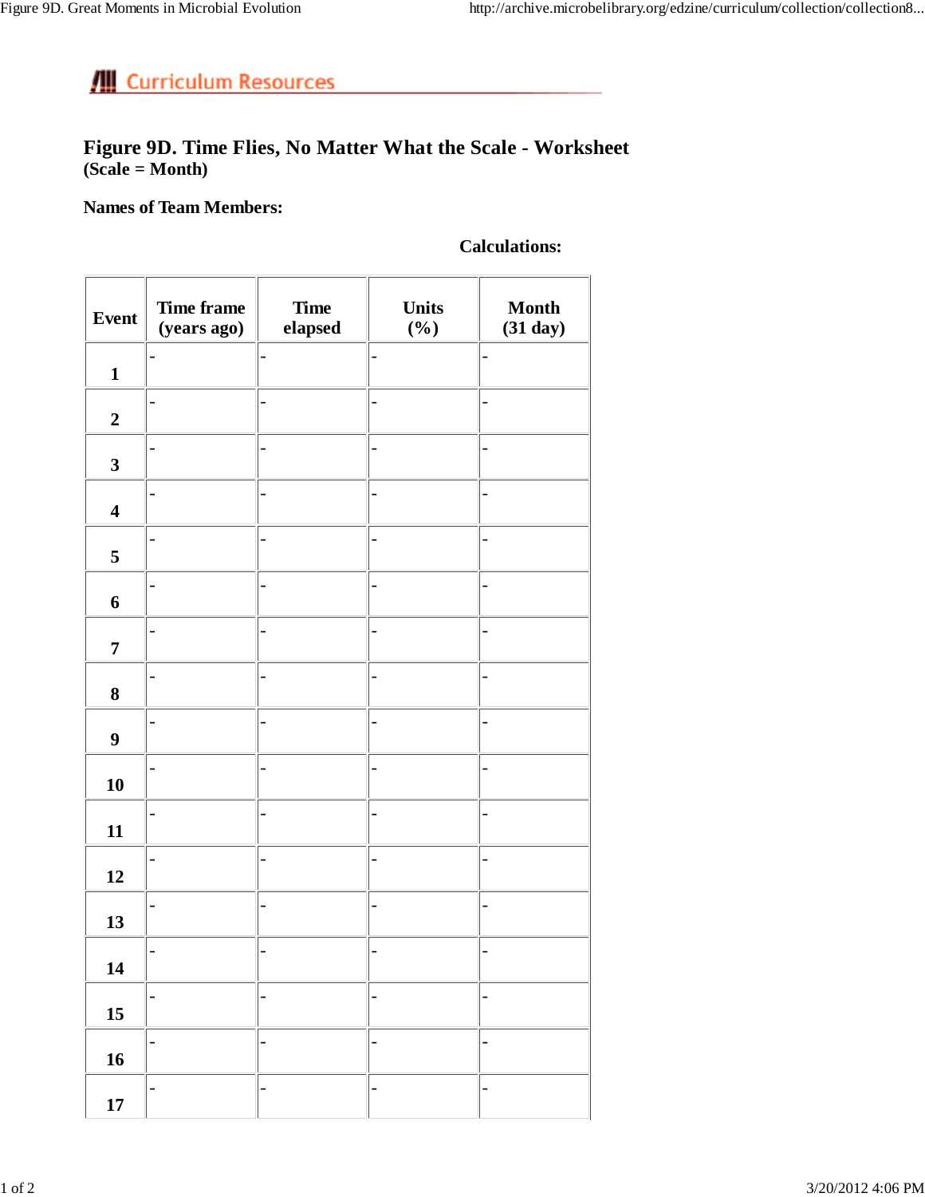## Curriculum Resources

# Figure 9D. Time Flies, No Matter What the Scale - Worksheet

**(Scale = Month)**

**Names of Team Members:**

**Calculations:**

| Event | Time frame (years ago) | Time elapsed | Units (%) | Month (31 day) |
|---|---|---|---|---|
| 1 | - | - | - | - |
| 2 | - | - | - | - |
| 3 | - | - | - | - |
| 4 | - | - | - | - |
| 5 | - | - | - | - |
| 6 | - | - | - | - |
| 7 | - | - | - | - |
| 8 | - | - | - | - |
| 9 | - | - | - | - |
| 10 | - | - | - | - |
| 11 | - | - | - | - |
| 12 | - | - | - | - |
| 13 | - | - | - | - |
| 14 | - | - | - | - |
| 15 | - | - | - | - |
| 16 | - | - | - | - |
| 17 | - | - | - | - |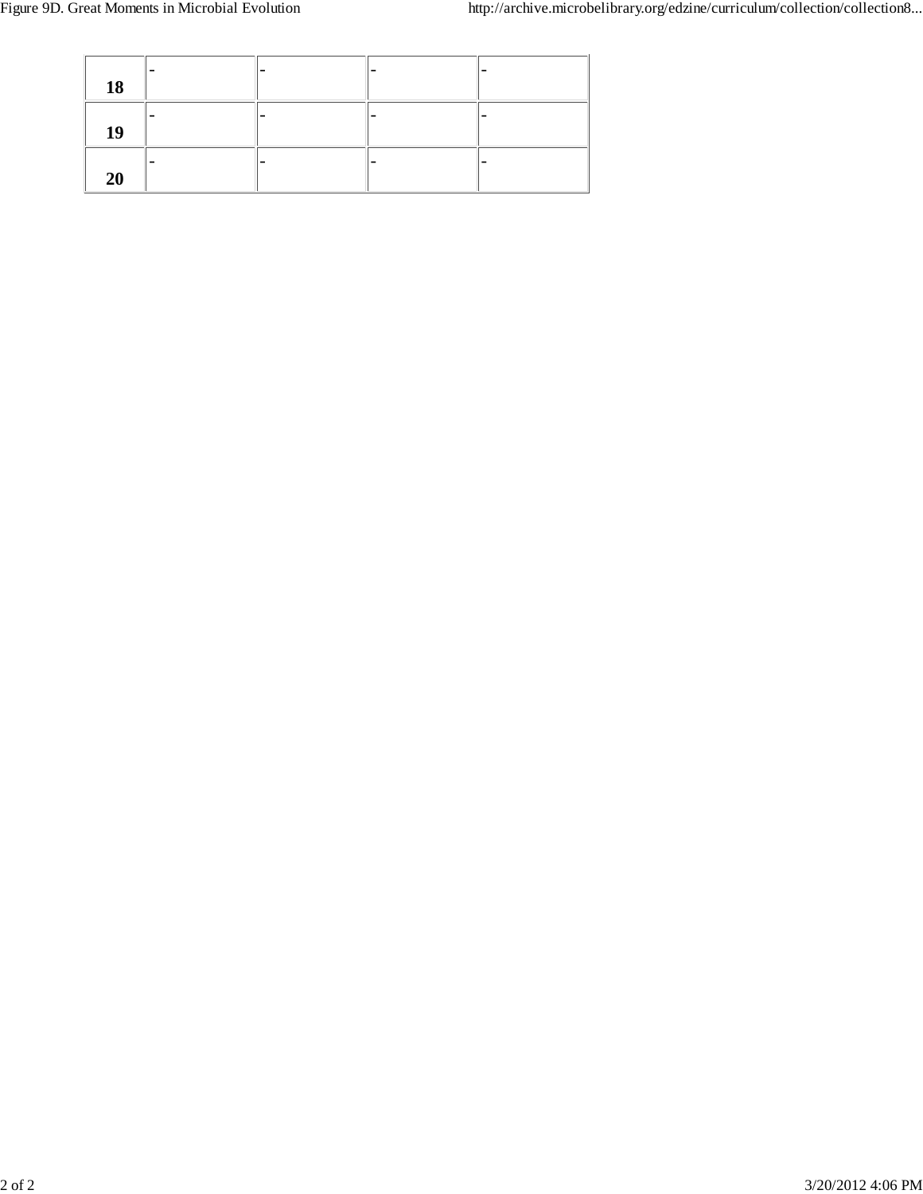| | | | | |
|---|---|---|---|---|
| **18** | - | - | - | - |
| **19** | - | - | - | - |
| **20** | - | - | - | - |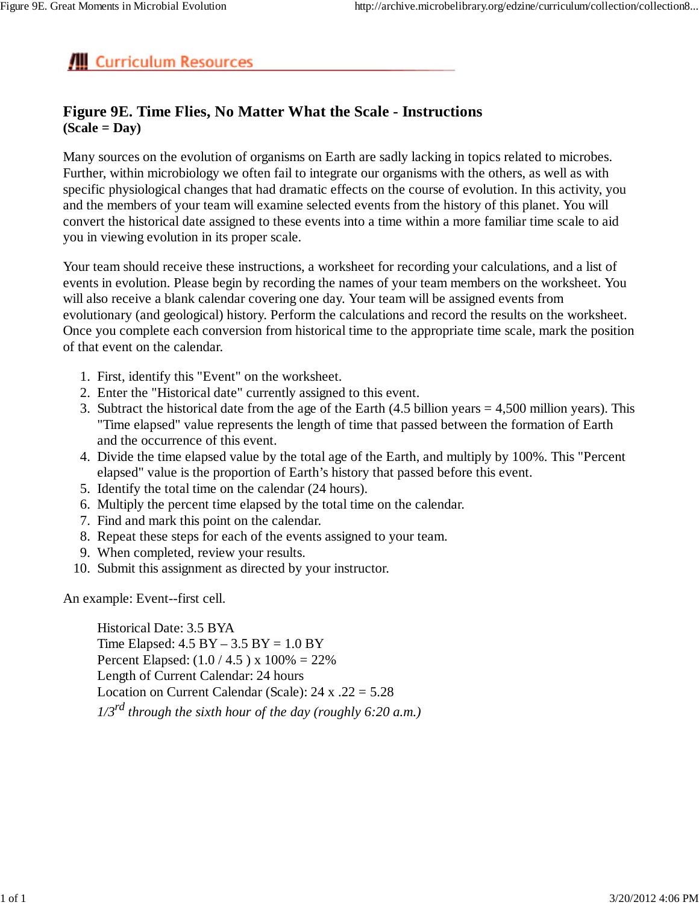Curriculum Resources

## Figure 9E. Time Flies, No Matter What the Scale - Instructions

**(Scale = Day)**

Many sources on the evolution of organisms on Earth are sadly lacking in topics related to microbes. Further, within microbiology we often fail to integrate our organisms with the others, as well as with specific physiological changes that had dramatic effects on the course of evolution. In this activity, you and the members of your team will examine selected events from the history of this planet. You will convert the historical date assigned to these events into a time within a more familiar time scale to aid you in viewing evolution in its proper scale.

Your team should receive these instructions, a worksheet for recording your calculations, and a list of events in evolution. Please begin by recording the names of your team members on the worksheet. You will also receive a blank calendar covering one day. Your team will be assigned events from evolutionary (and geological) history. Perform the calculations and record the results on the worksheet. Once you complete each conversion from historical time to the appropriate time scale, mark the position of that event on the calendar.

1. First, identify this "Event" on the worksheet.
2. Enter the "Historical date" currently assigned to this event.
3. Subtract the historical date from the age of the Earth (4.5 billion years = 4,500 million years). This "Time elapsed" value represents the length of time that passed between the formation of Earth and the occurrence of this event.
4. Divide the time elapsed value by the total age of the Earth, and multiply by 100%. This "Percent elapsed" value is the proportion of Earth's history that passed before this event.
5. Identify the total time on the calendar (24 hours).
6. Multiply the percent time elapsed by the total time on the calendar.
7. Find and mark this point on the calendar.
8. Repeat these steps for each of the events assigned to your team.
9. When completed, review your results.
10. Submit this assignment as directed by your instructor.

An example: Event--first cell.

> Historical Date: 3.5 BYA
> Time Elapsed: 4.5 BY – 3.5 BY = 1.0 BY
> Percent Elapsed: (1.0 / 4.5 ) x 100% = 22%
> Length of Current Calendar: 24 hours
> Location on Current Calendar (Scale): 24 x .22 = 5.28
> *1/3rd through the sixth hour of the day (roughly 6:20 a.m.)*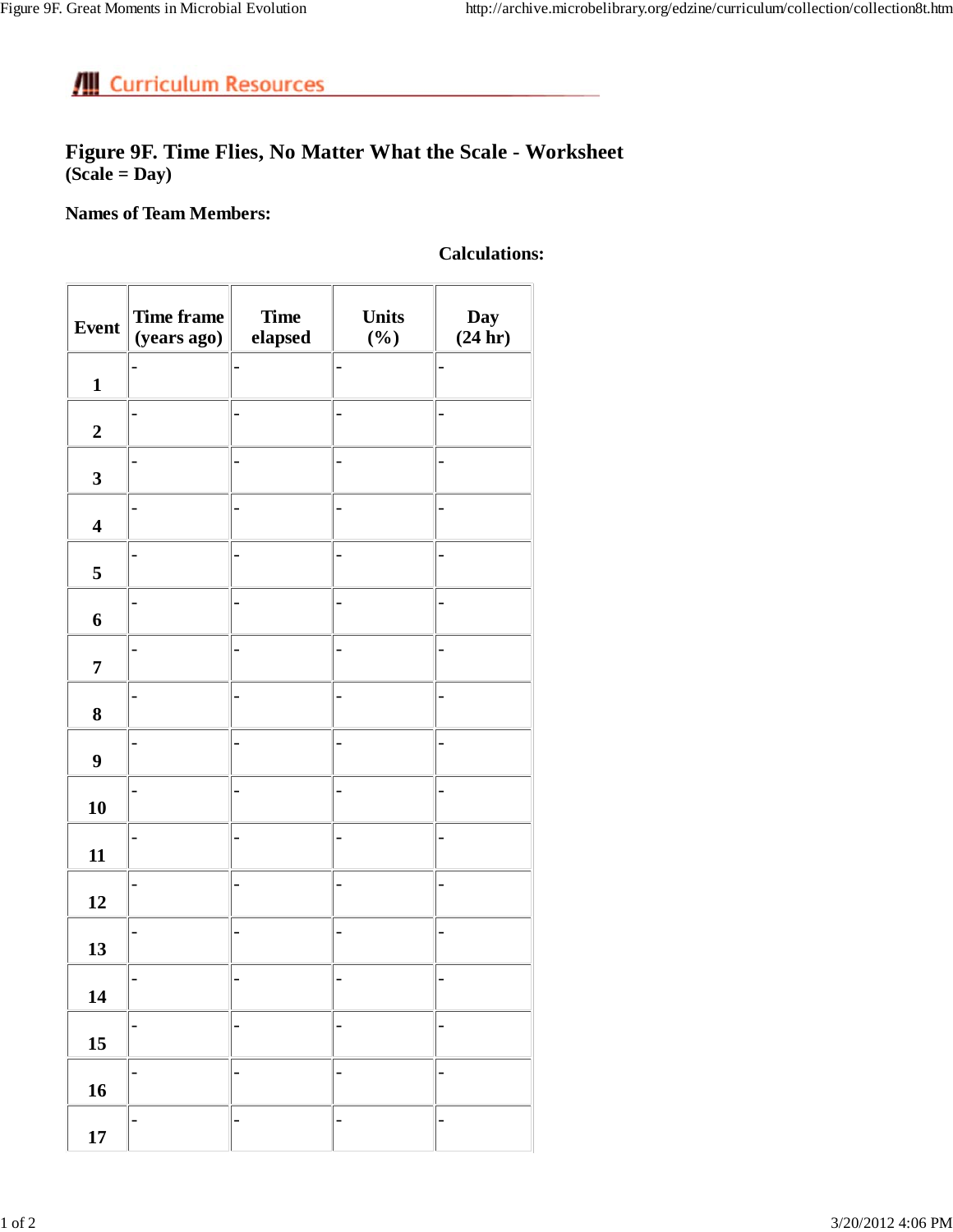# Figure 9F. Time Flies, No Matter What the Scale - Worksheet

**(Scale = Day)**

**Names of Team Members:**

**Calculations:**

| Event | Time frame (years ago) | Time elapsed | Units (%) | Day (24 hr) |
|---|---|---|---|---|
| 1 | - | - | - | - |
| 2 | - | - | - | - |
| 3 | - | - | - | - |
| 4 | - | - | - | - |
| 5 | - | - | - | - |
| 6 | - | - | - | - |
| 7 | - | - | - | - |
| 8 | - | - | - | - |
| 9 | - | - | - | - |
| 10 | - | - | - | - |
| 11 | - | - | - | - |
| 12 | - | - | - | - |
| 13 | - | - | - | - |
| 14 | - | - | - | - |
| 15 | - | - | - | - |
| 16 | - | - | - | - |
| 17 | - | - | - | - |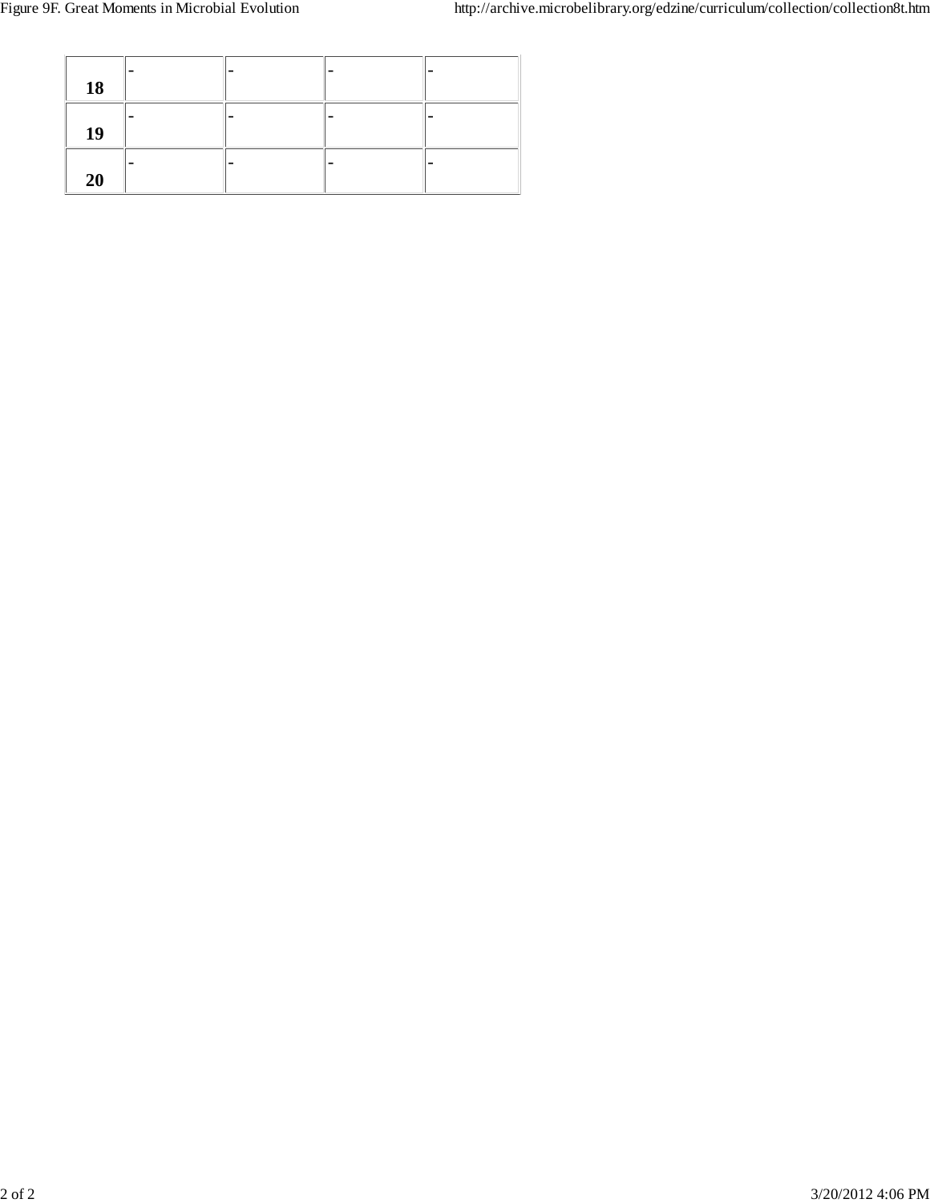| | | | | |
|---|---|---|---|---|
| **18** | - | - | - | - |
| **19** | - | - | - | - |
| **20** | - | - | - | - |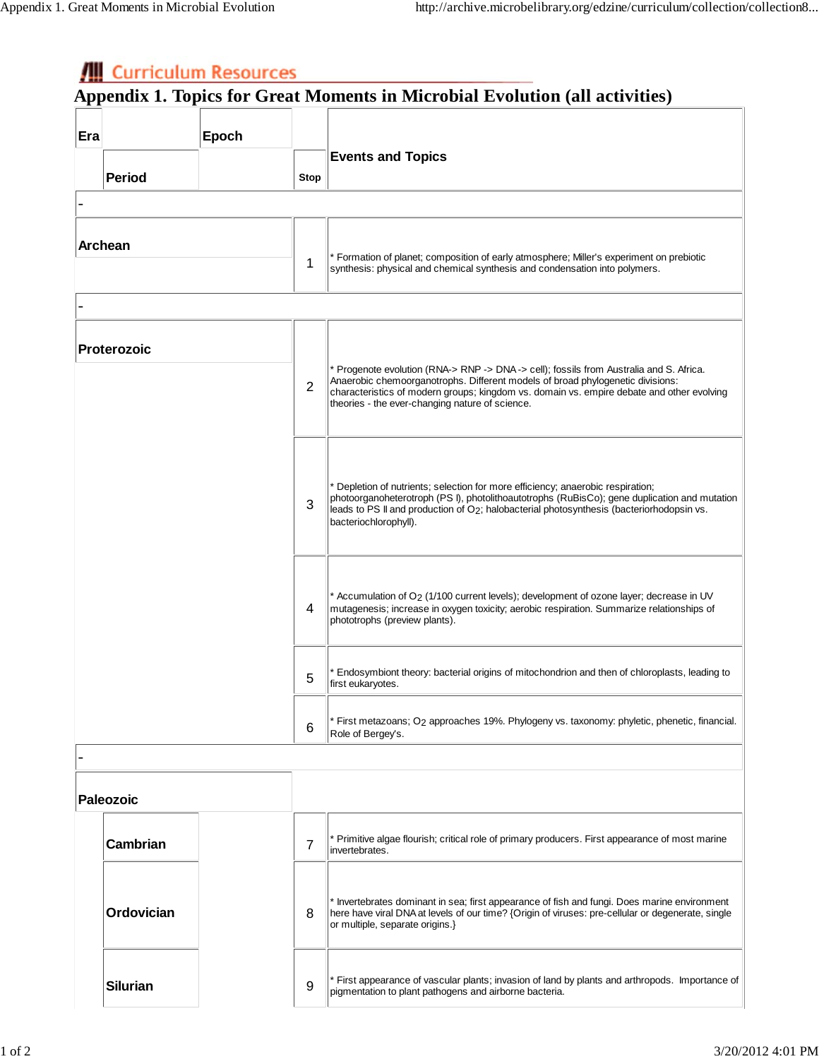Curriculum Resources

# Appendix 1. Topics for Great Moments in Microbial Evolution (all activities)

| Era | Period | Epoch | Stop | Events and Topics |
|---|---|---|---|---|
| - | | | | |
| **Archean** | | | 1 | * Formation of planet; composition of early atmosphere; Miller's experiment on prebiotic synthesis: physical and chemical synthesis and condensation into polymers. |
| - | | | | |
| **Proterozoic** | | | 2 | * Progenote evolution (RNA-> RNP -> DNA -> cell); fossils from Australia and S. Africa. Anaerobic chemoorganotrophs. Different models of broad phylogenetic divisions: characteristics of modern groups; kingdom vs. domain vs. empire debate and other evolving theories - the ever-changing nature of science. |
| | | | 3 | * Depletion of nutrients; selection for more efficiency; anaerobic respiration; photoorganoheterotroph (PS I), photolithoautotrophs (RuBisCo); gene duplication and mutation leads to PS II and production of $O_2$; halobacterial photosynthesis (bacteriorhodopsin vs. bacteriochlorophyll). |
| | | | 4 | * Accumulation of $O_2$ (1/100 current levels); development of ozone layer; decrease in UV mutagenesis; increase in oxygen toxicity; aerobic respiration. Summarize relationships of phototrophs (preview plants). |
| | | | 5 | * Endosymbiont theory: bacterial origins of mitochondrion and then of chloroplasts, leading to first eukaryotes. |
| | | | 6 | * First metazoans; $O_2$ approaches 19%. Phylogeny vs. taxonomy: phyletic, phenetic, financial. Role of Bergey's. |
| - | | | | |
| **Paleozoic** | | | | |
| | **Cambrian** | | 7 | * Primitive algae flourish; critical role of primary producers. First appearance of most marine invertebrates. |
| | **Ordovician** | | 8 | * Invertebrates dominant in sea; first appearance of fish and fungi. Does marine environment here have viral DNA at levels of our time? {Origin of viruses: pre-cellular or degenerate, single or multiple, separate origins.} |
| | **Silurian** | | 9 | * First appearance of vascular plants; invasion of land by plants and arthropods. Importance of pigmentation to plant pathogens and airborne bacteria. |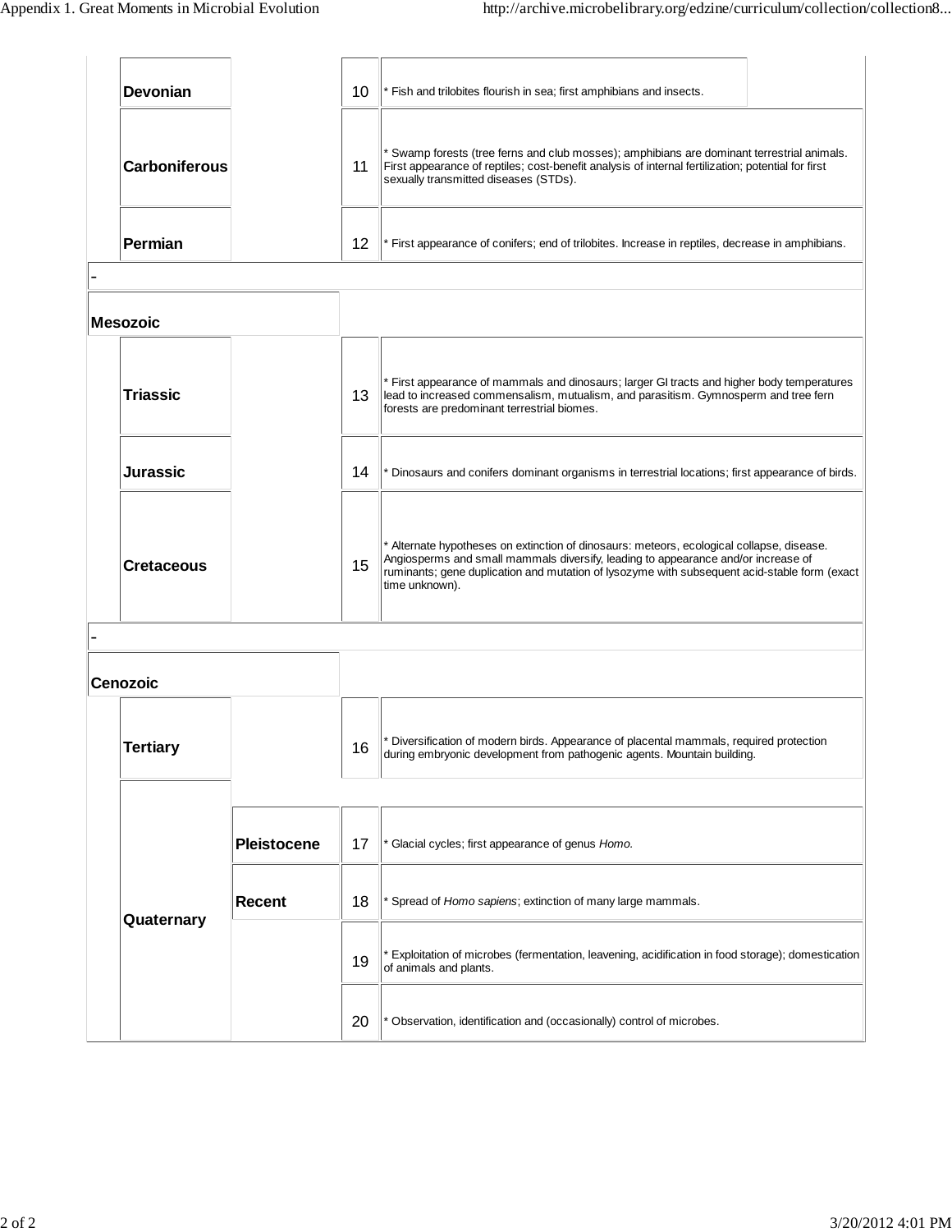| Era | Period | Epoch | # | Event |
|---|---|---|---|---|
| | Devonian | | 10 | * Fish and trilobites flourish in sea; first amphibians and insects. |
| | Carboniferous | | 11 | * Swamp forests (tree ferns and club mosses); amphibians are dominant terrestrial animals. First appearance of reptiles; cost-benefit analysis of internal fertilization; potential for first sexually transmitted diseases (STDs). |
| | Permian | | 12 | * First appearance of conifers; end of trilobites. Increase in reptiles, decrease in amphibians. |
| - | | | | |
| Mesozoic | | | | |
| | Triassic | | 13 | * First appearance of mammals and dinosaurs; larger GI tracts and higher body temperatures lead to increased commensalism, mutualism, and parasitism. Gymnosperm and tree fern forests are predominant terrestrial biomes. |
| | Jurassic | | 14 | * Dinosaurs and conifers dominant organisms in terrestrial locations; first appearance of birds. |
| | Cretaceous | | 15 | * Alternate hypotheses on extinction of dinosaurs: meteors, ecological collapse, disease. Angiosperms and small mammals diversify, leading to appearance and/or increase of ruminants; gene duplication and mutation of lysozyme with subsequent acid-stable form (exact time unknown). |
| - | | | | |
| Cenozoic | | | | |
| | Tertiary | | 16 | * Diversification of modern birds. Appearance of placental mammals, required protection during embryonic development from pathogenic agents. Mountain building. |
| | Quaternary | Pleistocene | 17 | * Glacial cycles; first appearance of genus *Homo.* |
| | | Recent | 18 | * Spread of *Homo sapiens*; extinction of many large mammals. |
| | | | 19 | * Exploitation of microbes (fermentation, leavening, acidification in food storage); domestication of animals and plants. |
| | | | 20 | * Observation, identification and (occasionally) control of microbes. |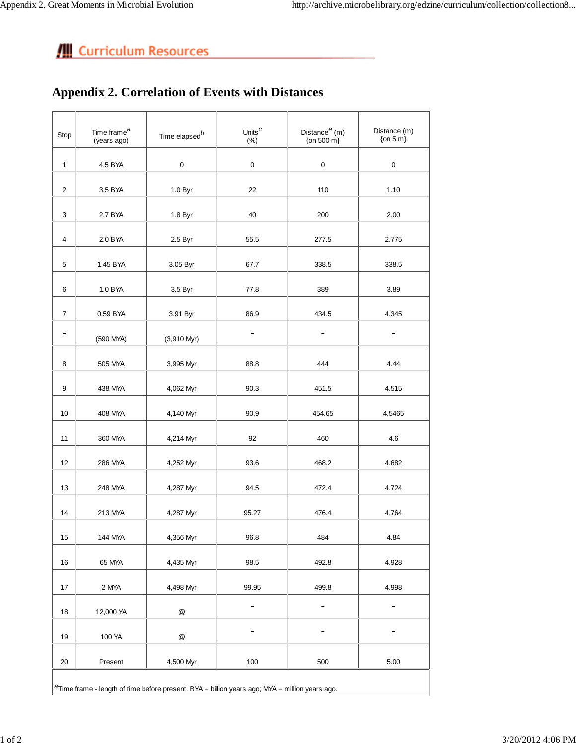## Curriculum Resources

# Appendix 2. Correlation of Events with Distances

| Stop | Time frame[a] (years ago) | Time elapsed[b] | Units[c] (%) | Distance[e] (m) {on 500 m} | Distance (m) {on 5 m} |
|---|---|---|---|---|---|
| 1 | 4.5 BYA | 0 | 0 | 0 | 0 |
| 2 | 3.5 BYA | 1.0 Byr | 22 | 110 | 1.10 |
| 3 | 2.7 BYA | 1.8 Byr | 40 | 200 | 2.00 |
| 4 | 2.0 BYA | 2.5 Byr | 55.5 | 277.5 | 2.775 |
| 5 | 1.45 BYA | 3.05 Byr | 67.7 | 338.5 | 338.5 |
| 6 | 1.0 BYA | 3.5 Byr | 77.8 | 389 | 3.89 |
| 7 | 0.59 BYA | 3.91 Byr | 86.9 | 434.5 | 4.345 |
| - | (590 MYA) | (3,910 Myr) | - | - | - |
| 8 | 505 MYA | 3,995 Myr | 88.8 | 444 | 4.44 |
| 9 | 438 MYA | 4,062 Myr | 90.3 | 451.5 | 4.515 |
| 10 | 408 MYA | 4,140 Myr | 90.9 | 454.65 | 4.5465 |
| 11 | 360 MYA | 4,214 Myr | 92 | 460 | 4.6 |
| 12 | 286 MYA | 4,252 Myr | 93.6 | 468.2 | 4.682 |
| 13 | 248 MYA | 4,287 Myr | 94.5 | 472.4 | 4.724 |
| 14 | 213 MYA | 4,287 Myr | 95.27 | 476.4 | 4.764 |
| 15 | 144 MYA | 4,356 Myr | 96.8 | 484 | 4.84 |
| 16 | 65 MYA | 4,435 Myr | 98.5 | 492.8 | 4.928 |
| 17 | 2 MYA | 4,498 Myr | 99.95 | 499.8 | 4.998 |
| 18 | 12,000 YA | @ | - | - | - |
| 19 | 100 YA | @ | - | - | - |
| 20 | Present | 4,500 Myr | 100 | 500 | 5.00 |

[a]Time frame - length of time before present. BYA = billion years ago; MYA = million years ago.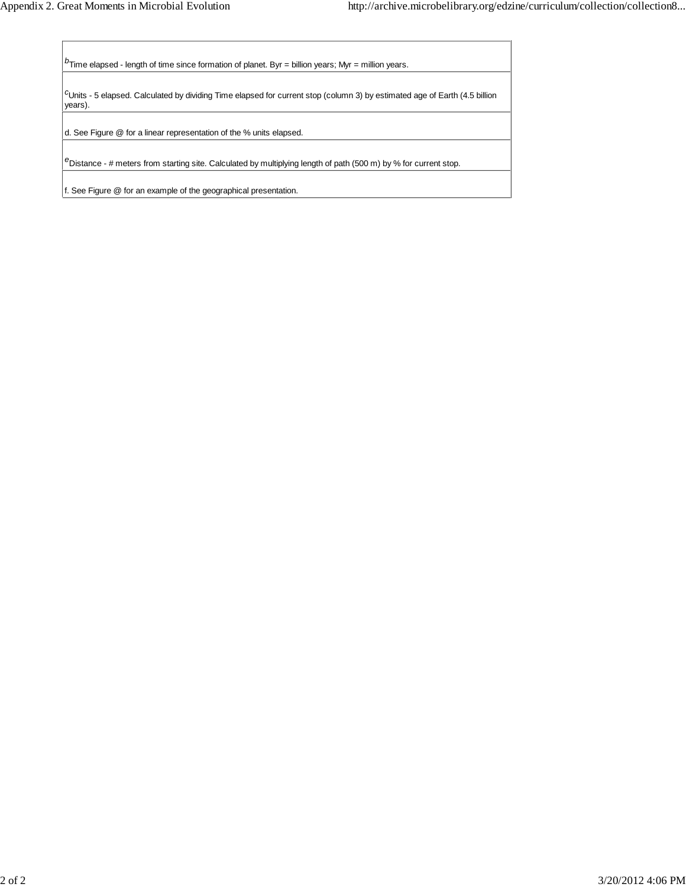| |
| --- |
| [b]Time elapsed - length of time since formation of planet. Byr = billion years; Myr = million years. |
| [c]Units - 5 elapsed. Calculated by dividing Time elapsed for current stop (column 3) by estimated age of Earth (4.5 billion years). |
| d. See Figure @ for a linear representation of the % units elapsed. |
| [e]Distance - # meters from starting site. Calculated by multiplying length of path (500 m) by % for current stop. |
| f. See Figure @ for an example of the geographical presentation. |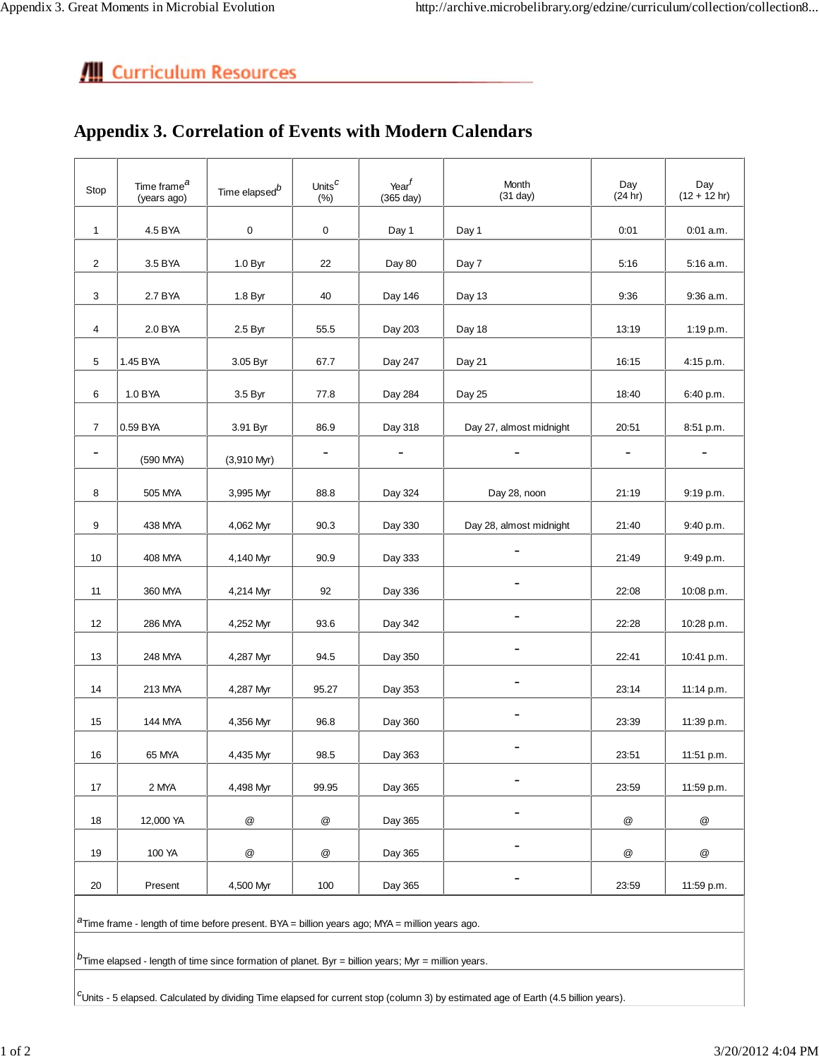## Appendix 3. Correlation of Events with Modern Calendars

| Stop | Time frame[a] (years ago) | Time elapsed[b] | Units[c] (%) | Year[f] (365 day) | Month (31 day) | Day (24 hr) | Day (12 + 12 hr) |
|---|---|---|---|---|---|---|---|
| 1 | 4.5 BYA | 0 | 0 | Day 1 | Day 1 | 0:01 | 0:01 a.m. |
| 2 | 3.5 BYA | 1.0 Byr | 22 | Day 80 | Day 7 | 5:16 | 5:16 a.m. |
| 3 | 2.7 BYA | 1.8 Byr | 40 | Day 146 | Day 13 | 9:36 | 9:36 a.m. |
| 4 | 2.0 BYA | 2.5 Byr | 55.5 | Day 203 | Day 18 | 13:19 | 1:19 p.m. |
| 5 | 1.45 BYA | 3.05 Byr | 67.7 | Day 247 | Day 21 | 16:15 | 4:15 p.m. |
| 6 | 1.0 BYA | 3.5 Byr | 77.8 | Day 284 | Day 25 | 18:40 | 6:40 p.m. |
| 7 | 0.59 BYA | 3.91 Byr | 86.9 | Day 318 | Day 27, almost midnight | 20:51 | 8:51 p.m. |
| - | (590 MYA) | (3,910 Myr) | - | - | - | - | - |
| 8 | 505 MYA | 3,995 Myr | 88.8 | Day 324 | Day 28, noon | 21:19 | 9:19 p.m. |
| 9 | 438 MYA | 4,062 Myr | 90.3 | Day 330 | Day 28, almost midnight | 21:40 | 9:40 p.m. |
| 10 | 408 MYA | 4,140 Myr | 90.9 | Day 333 | - | 21:49 | 9:49 p.m. |
| 11 | 360 MYA | 4,214 Myr | 92 | Day 336 | - | 22:08 | 10:08 p.m. |
| 12 | 286 MYA | 4,252 Myr | 93.6 | Day 342 | - | 22:28 | 10:28 p.m. |
| 13 | 248 MYA | 4,287 Myr | 94.5 | Day 350 | - | 22:41 | 10:41 p.m. |
| 14 | 213 MYA | 4,287 Myr | 95.27 | Day 353 | - | 23:14 | 11:14 p.m. |
| 15 | 144 MYA | 4,356 Myr | 96.8 | Day 360 | - | 23:39 | 11:39 p.m. |
| 16 | 65 MYA | 4,435 Myr | 98.5 | Day 363 | - | 23:51 | 11:51 p.m. |
| 17 | 2 MYA | 4,498 Myr | 99.95 | Day 365 | - | 23:59 | 11:59 p.m. |
| 18 | 12,000 YA | @ | @ | Day 365 | - | @ | @ |
| 19 | 100 YA | @ | @ | Day 365 | - | @ | @ |
| 20 | Present | 4,500 Myr | 100 | Day 365 | - | 23:59 | 11:59 p.m. |

[a]Time frame - length of time before present. BYA = billion years ago; MYA = million years ago.

[b]Time elapsed - length of time since formation of planet. Byr = billion years; Myr = million years.

[c]Units - 5 elapsed. Calculated by dividing Time elapsed for current stop (column 3) by estimated age of Earth (4.5 billion years).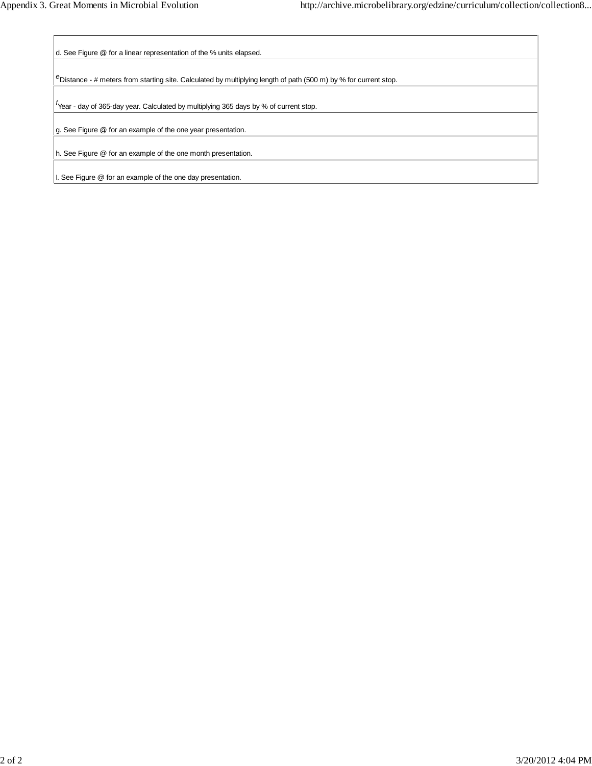| |
|---|
| d. See Figure @ for a linear representation of the % units elapsed. |
| [e]Distance - # meters from starting site. Calculated by multiplying length of path (500 m) by % for current stop. |
| [f]Year - day of 365-day year. Calculated by multiplying 365 days by % of current stop. |
| g. See Figure @ for an example of the one year presentation. |
| h. See Figure @ for an example of the one month presentation. |
| I. See Figure @ for an example of the one day presentation. |